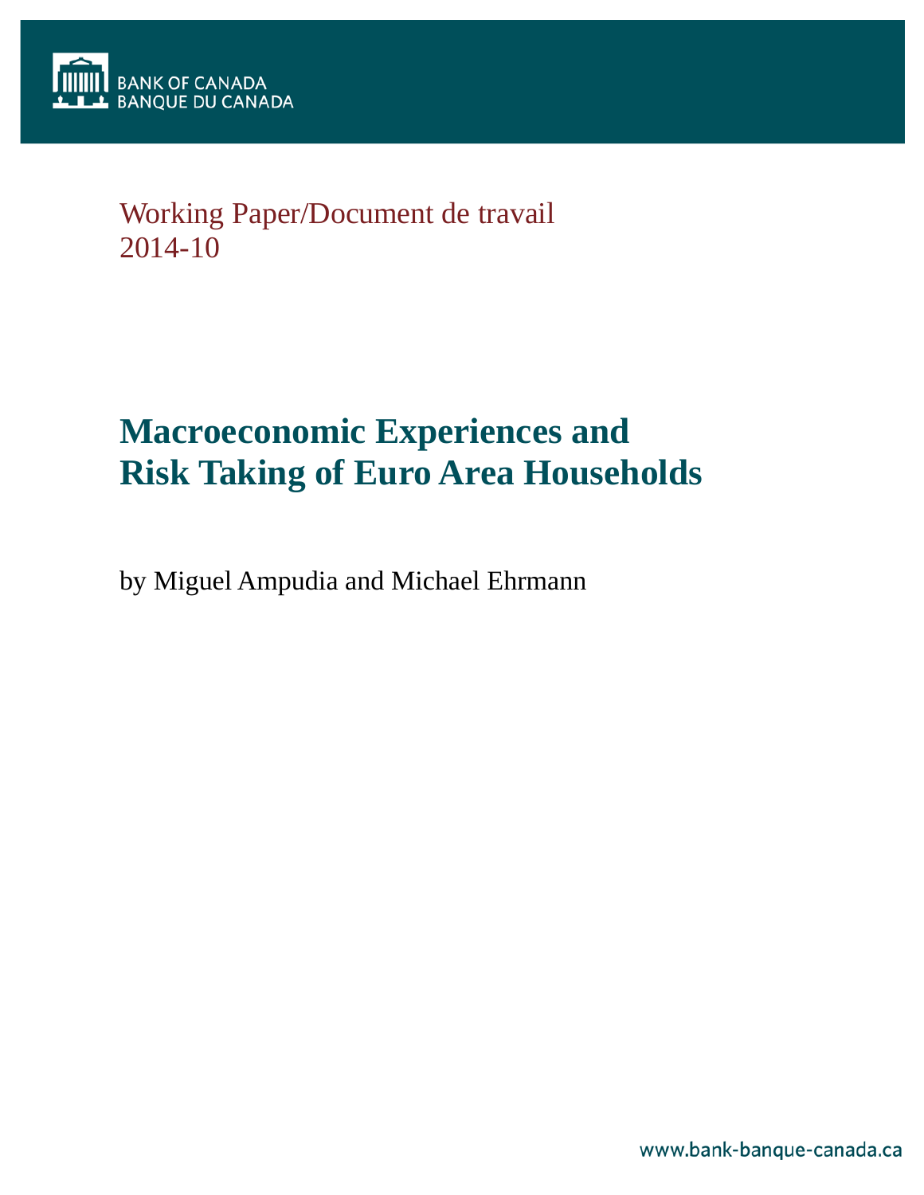BANK OF CANADA
BANQUE DU CANADA

Working Paper/Document de travail
2014-10

# Macroeconomic Experiences and Risk Taking of Euro Area Households

by Miguel Ampudia and Michael Ehrmann

www.bank-banque-canada.ca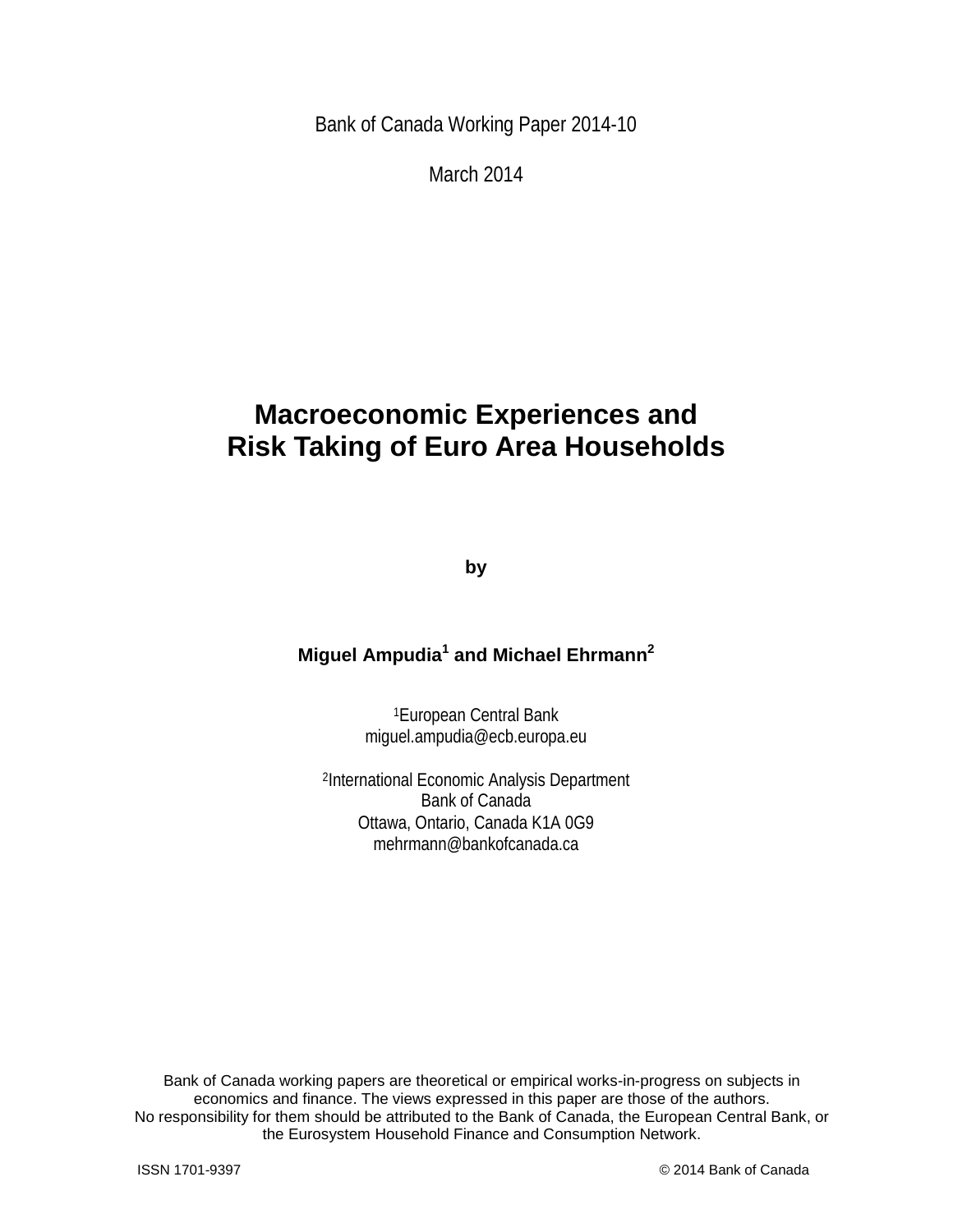Bank of Canada Working Paper 2014-10

March 2014

# Macroeconomic Experiences and Risk Taking of Euro Area Households

**by**

**Miguel Ampudia[1] and Michael Ehrmann[2]**

[1]European Central Bank
miguel.ampudia@ecb.europa.eu

[2]International Economic Analysis Department
Bank of Canada
Ottawa, Ontario, Canada K1A 0G9
mehrmann@bankofcanada.ca

Bank of Canada working papers are theoretical or empirical works-in-progress on subjects in economics and finance. The views expressed in this paper are those of the authors. No responsibility for them should be attributed to the Bank of Canada, the European Central Bank, or the Eurosystem Household Finance and Consumption Network.

ISSN 1701-9397 © 2014 Bank of Canada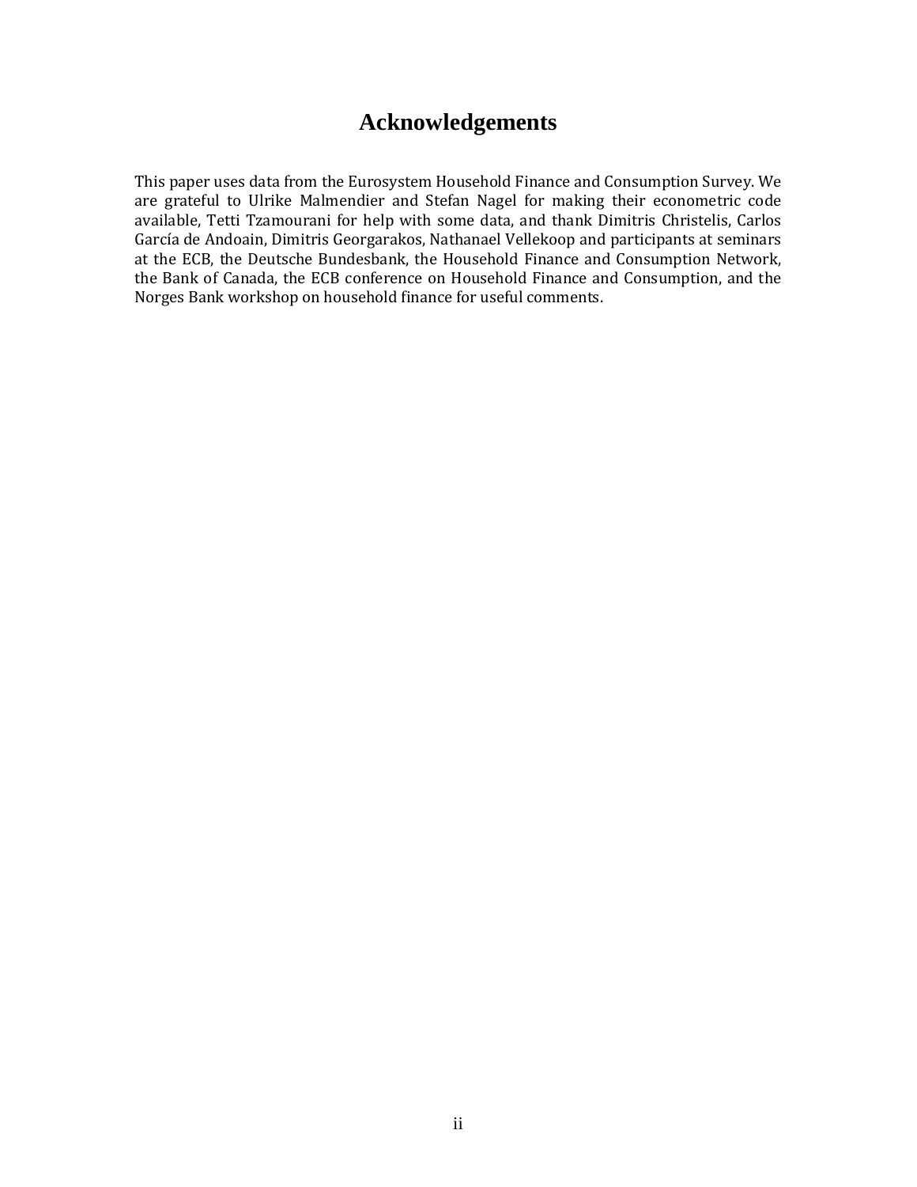# Acknowledgements

This paper uses data from the Eurosystem Household Finance and Consumption Survey. We are grateful to Ulrike Malmendier and Stefan Nagel for making their econometric code available, Tetti Tzamourani for help with some data, and thank Dimitris Christelis, Carlos García de Andoain, Dimitris Georgarakos, Nathanael Vellekoop and participants at seminars at the ECB, the Deutsche Bundesbank, the Household Finance and Consumption Network, the Bank of Canada, the ECB conference on Household Finance and Consumption, and the Norges Bank workshop on household finance for useful comments.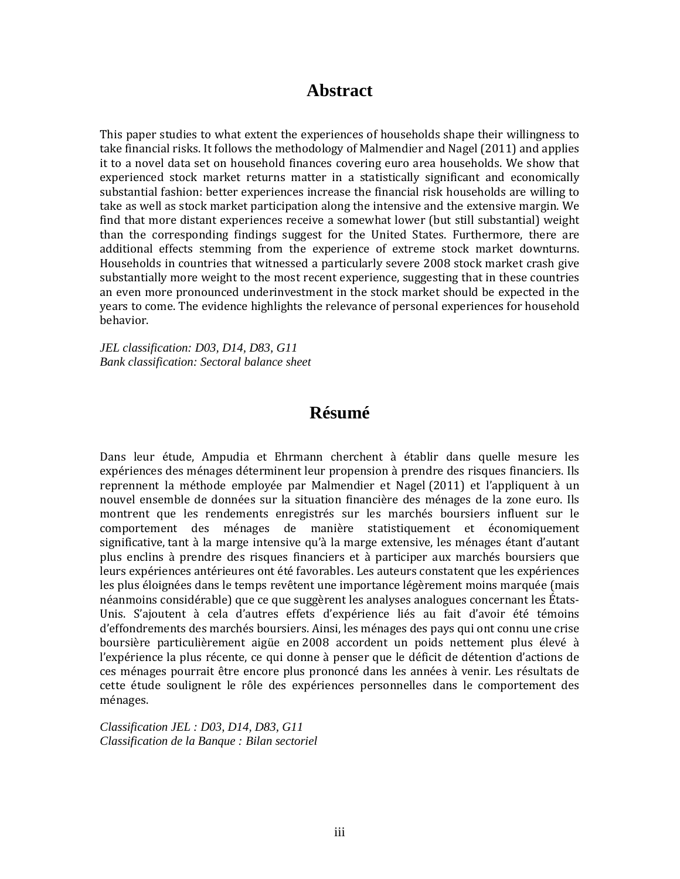# Abstract

This paper studies to what extent the experiences of households shape their willingness to take financial risks. It follows the methodology of Malmendier and Nagel (2011) and applies it to a novel data set on household finances covering euro area households. We show that experienced stock market returns matter in a statistically significant and economically substantial fashion: better experiences increase the financial risk households are willing to take as well as stock market participation along the intensive and the extensive margin. We find that more distant experiences receive a somewhat lower (but still substantial) weight than the corresponding findings suggest for the United States. Furthermore, there are additional effects stemming from the experience of extreme stock market downturns. Households in countries that witnessed a particularly severe 2008 stock market crash give substantially more weight to the most recent experience, suggesting that in these countries an even more pronounced underinvestment in the stock market should be expected in the years to come. The evidence highlights the relevance of personal experiences for household behavior.

*JEL classification: D03, D14, D83, G11*
*Bank classification: Sectoral balance sheet*

# Résumé

Dans leur étude, Ampudia et Ehrmann cherchent à établir dans quelle mesure les expériences des ménages déterminent leur propension à prendre des risques financiers. Ils reprennent la méthode employée par Malmendier et Nagel (2011) et l'appliquent à un nouvel ensemble de données sur la situation financière des ménages de la zone euro. Ils montrent que les rendements enregistrés sur les marchés boursiers influent sur le comportement des ménages de manière statistiquement et économiquement significative, tant à la marge intensive qu'à la marge extensive, les ménages étant d'autant plus enclins à prendre des risques financiers et à participer aux marchés boursiers que leurs expériences antérieures ont été favorables. Les auteurs constatent que les expériences les plus éloignées dans le temps revêtent une importance légèrement moins marquée (mais néanmoins considérable) que ce que suggèrent les analyses analogues concernant les États-Unis. S'ajoutent à cela d'autres effets d'expérience liés au fait d'avoir été témoins d'effondrements des marchés boursiers. Ainsi, les ménages des pays qui ont connu une crise boursière particulièrement aigüe en 2008 accordent un poids nettement plus élevé à l'expérience la plus récente, ce qui donne à penser que le déficit de détention d'actions de ces ménages pourrait être encore plus prononcé dans les années à venir. Les résultats de cette étude soulignent le rôle des expériences personnelles dans le comportement des ménages.

*Classification JEL : D03, D14, D83, G11*
*Classification de la Banque : Bilan sectoriel*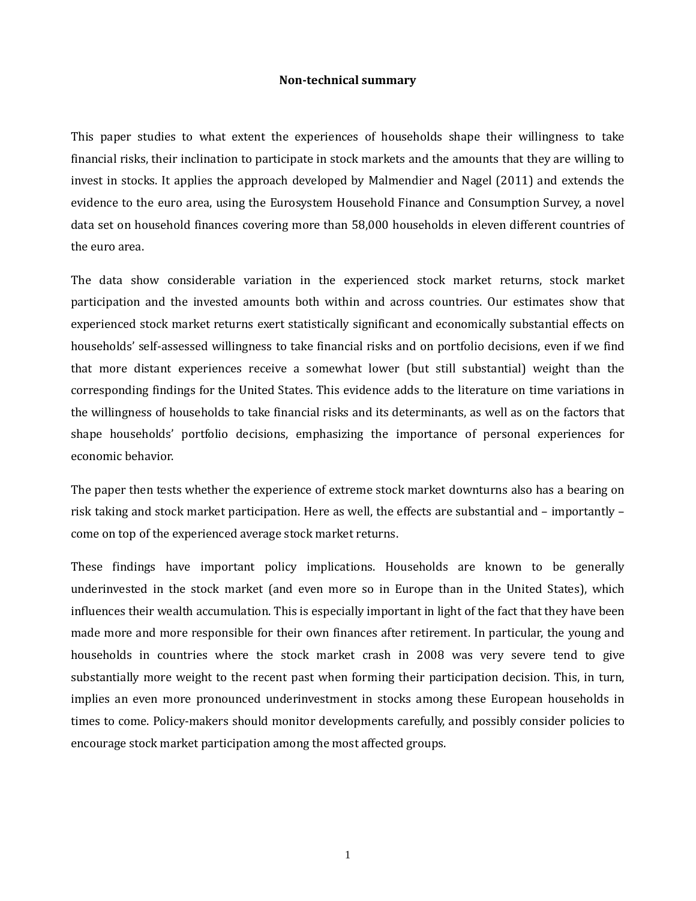## Non-technical summary

This paper studies to what extent the experiences of households shape their willingness to take financial risks, their inclination to participate in stock markets and the amounts that they are willing to invest in stocks. It applies the approach developed by Malmendier and Nagel (2011) and extends the evidence to the euro area, using the Eurosystem Household Finance and Consumption Survey, a novel data set on household finances covering more than 58,000 households in eleven different countries of the euro area.

The data show considerable variation in the experienced stock market returns, stock market participation and the invested amounts both within and across countries. Our estimates show that experienced stock market returns exert statistically significant and economically substantial effects on households' self-assessed willingness to take financial risks and on portfolio decisions, even if we find that more distant experiences receive a somewhat lower (but still substantial) weight than the corresponding findings for the United States. This evidence adds to the literature on time variations in the willingness of households to take financial risks and its determinants, as well as on the factors that shape households' portfolio decisions, emphasizing the importance of personal experiences for economic behavior.

The paper then tests whether the experience of extreme stock market downturns also has a bearing on risk taking and stock market participation. Here as well, the effects are substantial and – importantly – come on top of the experienced average stock market returns.

These findings have important policy implications. Households are known to be generally underinvested in the stock market (and even more so in Europe than in the United States), which influences their wealth accumulation. This is especially important in light of the fact that they have been made more and more responsible for their own finances after retirement. In particular, the young and households in countries where the stock market crash in 2008 was very severe tend to give substantially more weight to the recent past when forming their participation decision. This, in turn, implies an even more pronounced underinvestment in stocks among these European households in times to come. Policy-makers should monitor developments carefully, and possibly consider policies to encourage stock market participation among the most affected groups.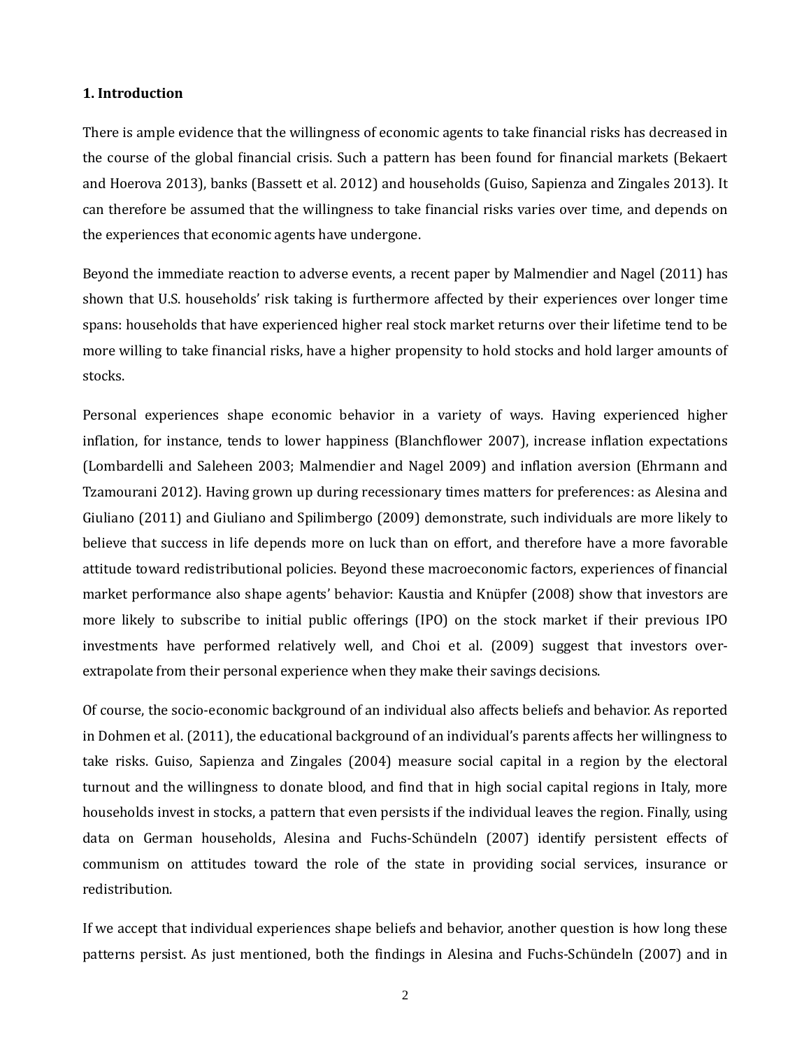## 1. Introduction

There is ample evidence that the willingness of economic agents to take financial risks has decreased in the course of the global financial crisis. Such a pattern has been found for financial markets (Bekaert and Hoerova 2013), banks (Bassett et al. 2012) and households (Guiso, Sapienza and Zingales 2013). It can therefore be assumed that the willingness to take financial risks varies over time, and depends on the experiences that economic agents have undergone.

Beyond the immediate reaction to adverse events, a recent paper by Malmendier and Nagel (2011) has shown that U.S. households' risk taking is furthermore affected by their experiences over longer time spans: households that have experienced higher real stock market returns over their lifetime tend to be more willing to take financial risks, have a higher propensity to hold stocks and hold larger amounts of stocks.

Personal experiences shape economic behavior in a variety of ways. Having experienced higher inflation, for instance, tends to lower happiness (Blanchflower 2007), increase inflation expectations (Lombardelli and Saleheen 2003; Malmendier and Nagel 2009) and inflation aversion (Ehrmann and Tzamourani 2012). Having grown up during recessionary times matters for preferences: as Alesina and Giuliano (2011) and Giuliano and Spilimbergo (2009) demonstrate, such individuals are more likely to believe that success in life depends more on luck than on effort, and therefore have a more favorable attitude toward redistributional policies. Beyond these macroeconomic factors, experiences of financial market performance also shape agents' behavior: Kaustia and Knüpfer (2008) show that investors are more likely to subscribe to initial public offerings (IPO) on the stock market if their previous IPO investments have performed relatively well, and Choi et al. (2009) suggest that investors over-extrapolate from their personal experience when they make their savings decisions.

Of course, the socio-economic background of an individual also affects beliefs and behavior. As reported in Dohmen et al. (2011), the educational background of an individual's parents affects her willingness to take risks. Guiso, Sapienza and Zingales (2004) measure social capital in a region by the electoral turnout and the willingness to donate blood, and find that in high social capital regions in Italy, more households invest in stocks, a pattern that even persists if the individual leaves the region. Finally, using data on German households, Alesina and Fuchs-Schündeln (2007) identify persistent effects of communism on attitudes toward the role of the state in providing social services, insurance or redistribution.

If we accept that individual experiences shape beliefs and behavior, another question is how long these patterns persist. As just mentioned, both the findings in Alesina and Fuchs-Schündeln (2007) and in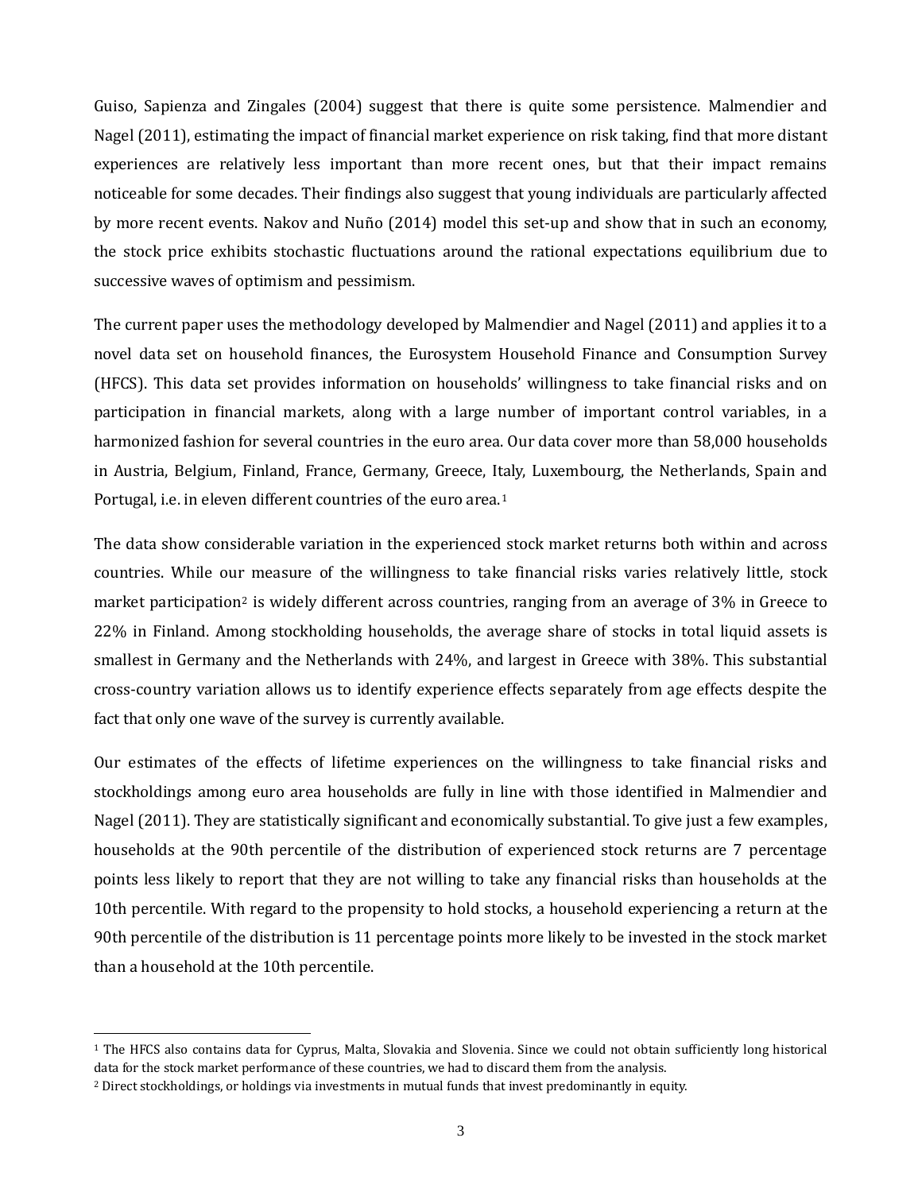Guiso, Sapienza and Zingales (2004) suggest that there is quite some persistence. Malmendier and Nagel (2011), estimating the impact of financial market experience on risk taking, find that more distant experiences are relatively less important than more recent ones, but that their impact remains noticeable for some decades. Their findings also suggest that young individuals are particularly affected by more recent events. Nakov and Nuño (2014) model this set-up and show that in such an economy, the stock price exhibits stochastic fluctuations around the rational expectations equilibrium due to successive waves of optimism and pessimism.

The current paper uses the methodology developed by Malmendier and Nagel (2011) and applies it to a novel data set on household finances, the Eurosystem Household Finance and Consumption Survey (HFCS). This data set provides information on households' willingness to take financial risks and on participation in financial markets, along with a large number of important control variables, in a harmonized fashion for several countries in the euro area. Our data cover more than 58,000 households in Austria, Belgium, Finland, France, Germany, Greece, Italy, Luxembourg, the Netherlands, Spain and Portugal, i.e. in eleven different countries of the euro area.[1]

The data show considerable variation in the experienced stock market returns both within and across countries. While our measure of the willingness to take financial risks varies relatively little, stock market participation[2] is widely different across countries, ranging from an average of 3% in Greece to 22% in Finland. Among stockholding households, the average share of stocks in total liquid assets is smallest in Germany and the Netherlands with 24%, and largest in Greece with 38%. This substantial cross-country variation allows us to identify experience effects separately from age effects despite the fact that only one wave of the survey is currently available.

Our estimates of the effects of lifetime experiences on the willingness to take financial risks and stockholdings among euro area households are fully in line with those identified in Malmendier and Nagel (2011). They are statistically significant and economically substantial. To give just a few examples, households at the 90th percentile of the distribution of experienced stock returns are 7 percentage points less likely to report that they are not willing to take any financial risks than households at the 10th percentile. With regard to the propensity to hold stocks, a household experiencing a return at the 90th percentile of the distribution is 11 percentage points more likely to be invested in the stock market than a household at the 10th percentile.

---

[1] The HFCS also contains data for Cyprus, Malta, Slovakia and Slovenia. Since we could not obtain sufficiently long historical data for the stock market performance of these countries, we had to discard them from the analysis.

[2] Direct stockholdings, or holdings via investments in mutual funds that invest predominantly in equity.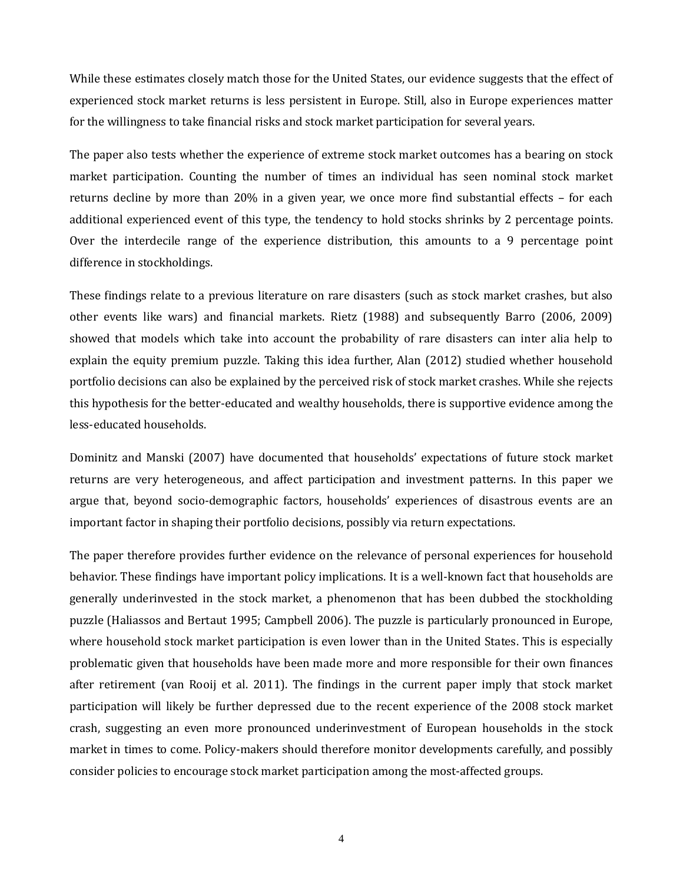While these estimates closely match those for the United States, our evidence suggests that the effect of experienced stock market returns is less persistent in Europe. Still, also in Europe experiences matter for the willingness to take financial risks and stock market participation for several years.

The paper also tests whether the experience of extreme stock market outcomes has a bearing on stock market participation. Counting the number of times an individual has seen nominal stock market returns decline by more than 20% in a given year, we once more find substantial effects – for each additional experienced event of this type, the tendency to hold stocks shrinks by 2 percentage points. Over the interdecile range of the experience distribution, this amounts to a 9 percentage point difference in stockholdings.

These findings relate to a previous literature on rare disasters (such as stock market crashes, but also other events like wars) and financial markets. Rietz (1988) and subsequently Barro (2006, 2009) showed that models which take into account the probability of rare disasters can inter alia help to explain the equity premium puzzle. Taking this idea further, Alan (2012) studied whether household portfolio decisions can also be explained by the perceived risk of stock market crashes. While she rejects this hypothesis for the better-educated and wealthy households, there is supportive evidence among the less-educated households.

Dominitz and Manski (2007) have documented that households' expectations of future stock market returns are very heterogeneous, and affect participation and investment patterns. In this paper we argue that, beyond socio-demographic factors, households' experiences of disastrous events are an important factor in shaping their portfolio decisions, possibly via return expectations.

The paper therefore provides further evidence on the relevance of personal experiences for household behavior. These findings have important policy implications. It is a well-known fact that households are generally underinvested in the stock market, a phenomenon that has been dubbed the stockholding puzzle (Haliassos and Bertaut 1995; Campbell 2006). The puzzle is particularly pronounced in Europe, where household stock market participation is even lower than in the United States. This is especially problematic given that households have been made more and more responsible for their own finances after retirement (van Rooij et al. 2011). The findings in the current paper imply that stock market participation will likely be further depressed due to the recent experience of the 2008 stock market crash, suggesting an even more pronounced underinvestment of European households in the stock market in times to come. Policy-makers should therefore monitor developments carefully, and possibly consider policies to encourage stock market participation among the most-affected groups.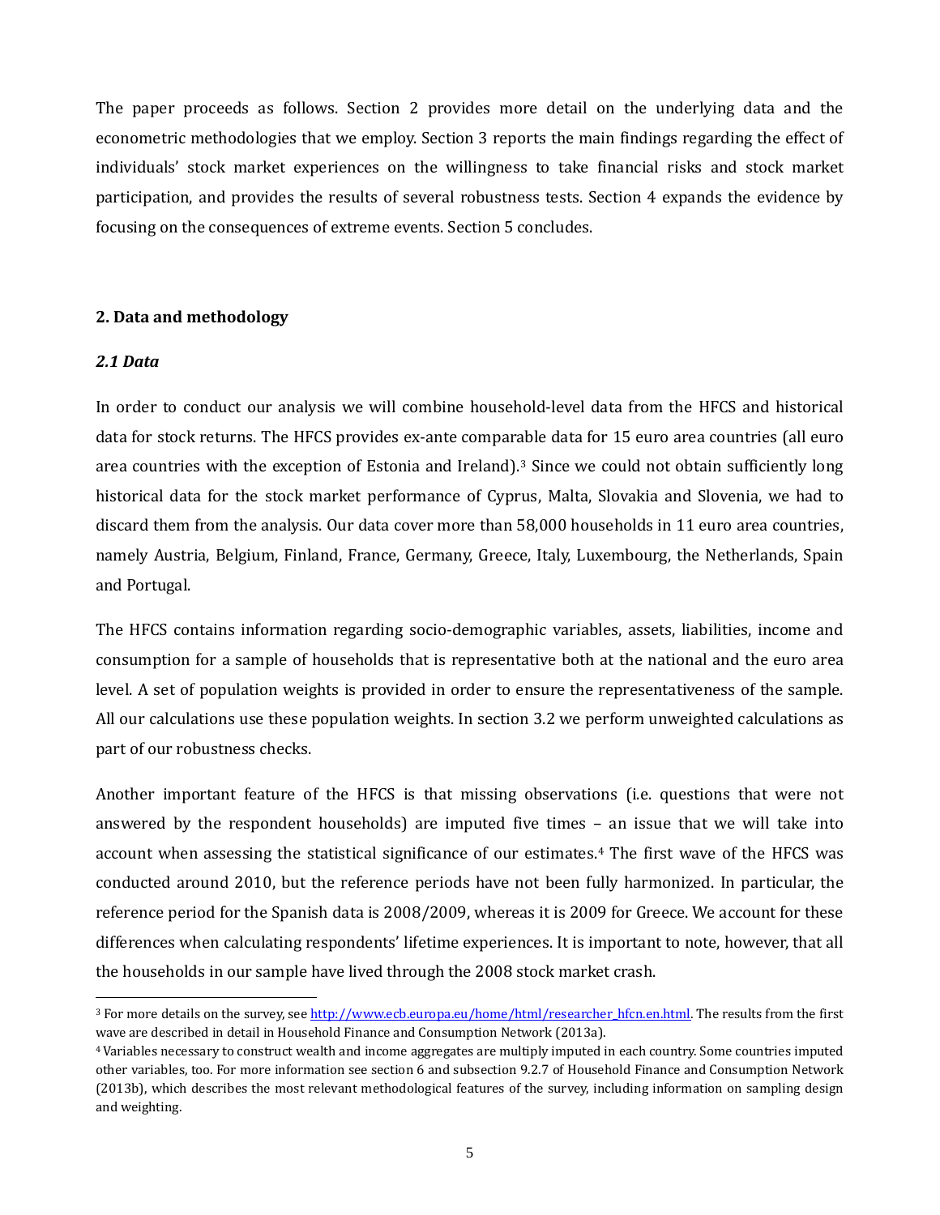The paper proceeds as follows. Section 2 provides more detail on the underlying data and the econometric methodologies that we employ. Section 3 reports the main findings regarding the effect of individuals' stock market experiences on the willingness to take financial risks and stock market participation, and provides the results of several robustness tests. Section 4 expands the evidence by focusing on the consequences of extreme events. Section 5 concludes.

## 2. Data and methodology

### *2.1 Data*

In order to conduct our analysis we will combine household-level data from the HFCS and historical data for stock returns. The HFCS provides ex-ante comparable data for 15 euro area countries (all euro area countries with the exception of Estonia and Ireland).[3] Since we could not obtain sufficiently long historical data for the stock market performance of Cyprus, Malta, Slovakia and Slovenia, we had to discard them from the analysis. Our data cover more than 58,000 households in 11 euro area countries, namely Austria, Belgium, Finland, France, Germany, Greece, Italy, Luxembourg, the Netherlands, Spain and Portugal.

The HFCS contains information regarding socio-demographic variables, assets, liabilities, income and consumption for a sample of households that is representative both at the national and the euro area level. A set of population weights is provided in order to ensure the representativeness of the sample. All our calculations use these population weights. In section 3.2 we perform unweighted calculations as part of our robustness checks.

Another important feature of the HFCS is that missing observations (i.e. questions that were not answered by the respondent households) are imputed five times – an issue that we will take into account when assessing the statistical significance of our estimates.[4] The first wave of the HFCS was conducted around 2010, but the reference periods have not been fully harmonized. In particular, the reference period for the Spanish data is 2008/2009, whereas it is 2009 for Greece. We account for these differences when calculating respondents' lifetime experiences. It is important to note, however, that all the households in our sample have lived through the 2008 stock market crash.

---

[3] For more details on the survey, see http://www.ecb.europa.eu/home/html/researcher_hfcn.en.html. The results from the first wave are described in detail in Household Finance and Consumption Network (2013a).

[4] Variables necessary to construct wealth and income aggregates are multiply imputed in each country. Some countries imputed other variables, too. For more information see section 6 and subsection 9.2.7 of Household Finance and Consumption Network (2013b), which describes the most relevant methodological features of the survey, including information on sampling design and weighting.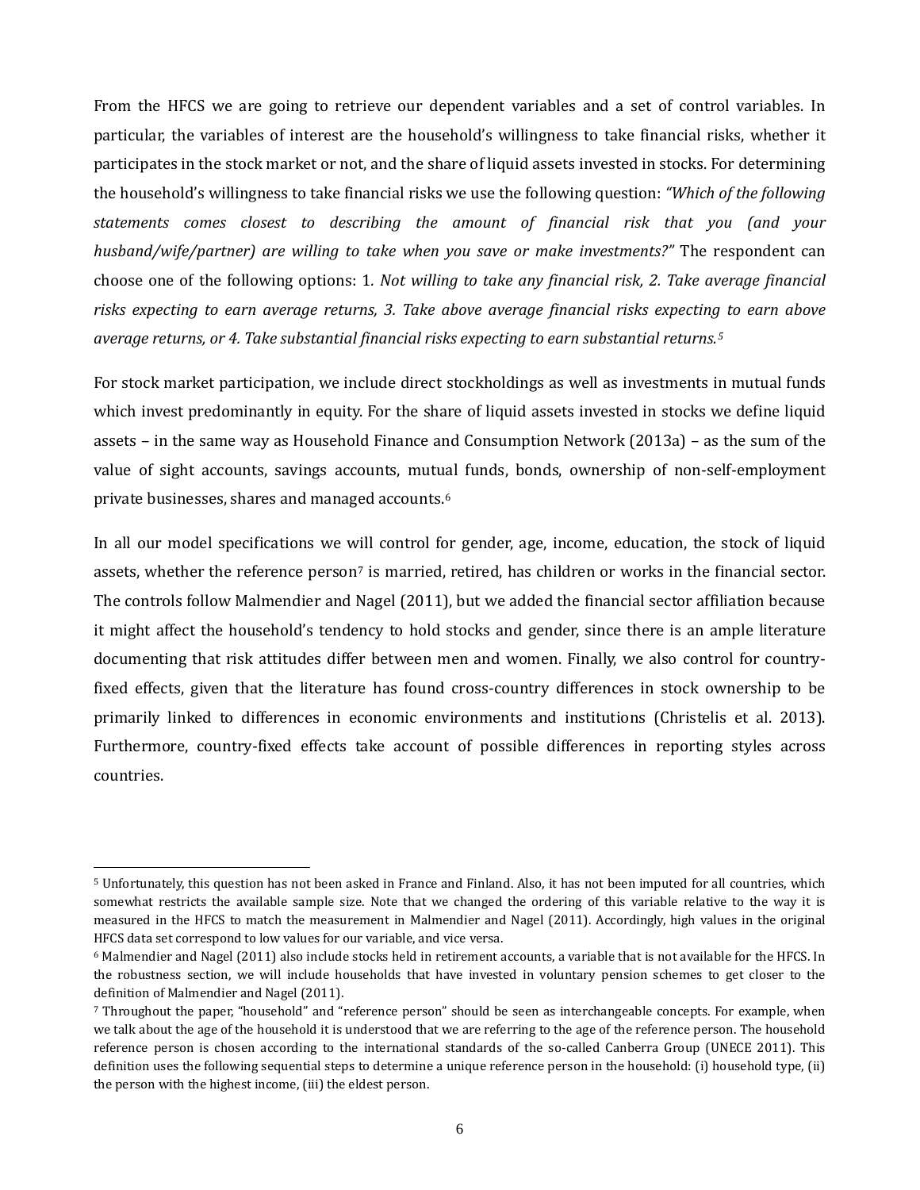From the HFCS we are going to retrieve our dependent variables and a set of control variables. In particular, the variables of interest are the household's willingness to take financial risks, whether it participates in the stock market or not, and the share of liquid assets invested in stocks. For determining the household's willingness to take financial risks we use the following question: *"Which of the following statements comes closest to describing the amount of financial risk that you (and your husband/wife/partner) are willing to take when you save or make investments?"* The respondent can choose one of the following options: 1*. Not willing to take any financial risk, 2. Take average financial risks expecting to earn average returns, 3. Take above average financial risks expecting to earn above average returns, or 4. Take substantial financial risks expecting to earn substantial returns.*[5]

For stock market participation, we include direct stockholdings as well as investments in mutual funds which invest predominantly in equity. For the share of liquid assets invested in stocks we define liquid assets – in the same way as Household Finance and Consumption Network (2013a) – as the sum of the value of sight accounts, savings accounts, mutual funds, bonds, ownership of non-self-employment private businesses, shares and managed accounts.[6]

In all our model specifications we will control for gender, age, income, education, the stock of liquid assets, whether the reference person[7] is married, retired, has children or works in the financial sector. The controls follow Malmendier and Nagel (2011), but we added the financial sector affiliation because it might affect the household's tendency to hold stocks and gender, since there is an ample literature documenting that risk attitudes differ between men and women. Finally, we also control for country-fixed effects, given that the literature has found cross-country differences in stock ownership to be primarily linked to differences in economic environments and institutions (Christelis et al. 2013). Furthermore, country-fixed effects take account of possible differences in reporting styles across countries.

---

[5] Unfortunately, this question has not been asked in France and Finland. Also, it has not been imputed for all countries, which somewhat restricts the available sample size. Note that we changed the ordering of this variable relative to the way it is measured in the HFCS to match the measurement in Malmendier and Nagel (2011). Accordingly, high values in the original HFCS data set correspond to low values for our variable, and vice versa.

[6] Malmendier and Nagel (2011) also include stocks held in retirement accounts, a variable that is not available for the HFCS. In the robustness section, we will include households that have invested in voluntary pension schemes to get closer to the definition of Malmendier and Nagel (2011).

[7] Throughout the paper, "household" and "reference person" should be seen as interchangeable concepts. For example, when we talk about the age of the household it is understood that we are referring to the age of the reference person. The household reference person is chosen according to the international standards of the so-called Canberra Group (UNECE 2011). This definition uses the following sequential steps to determine a unique reference person in the household: (i) household type, (ii) the person with the highest income, (iii) the eldest person.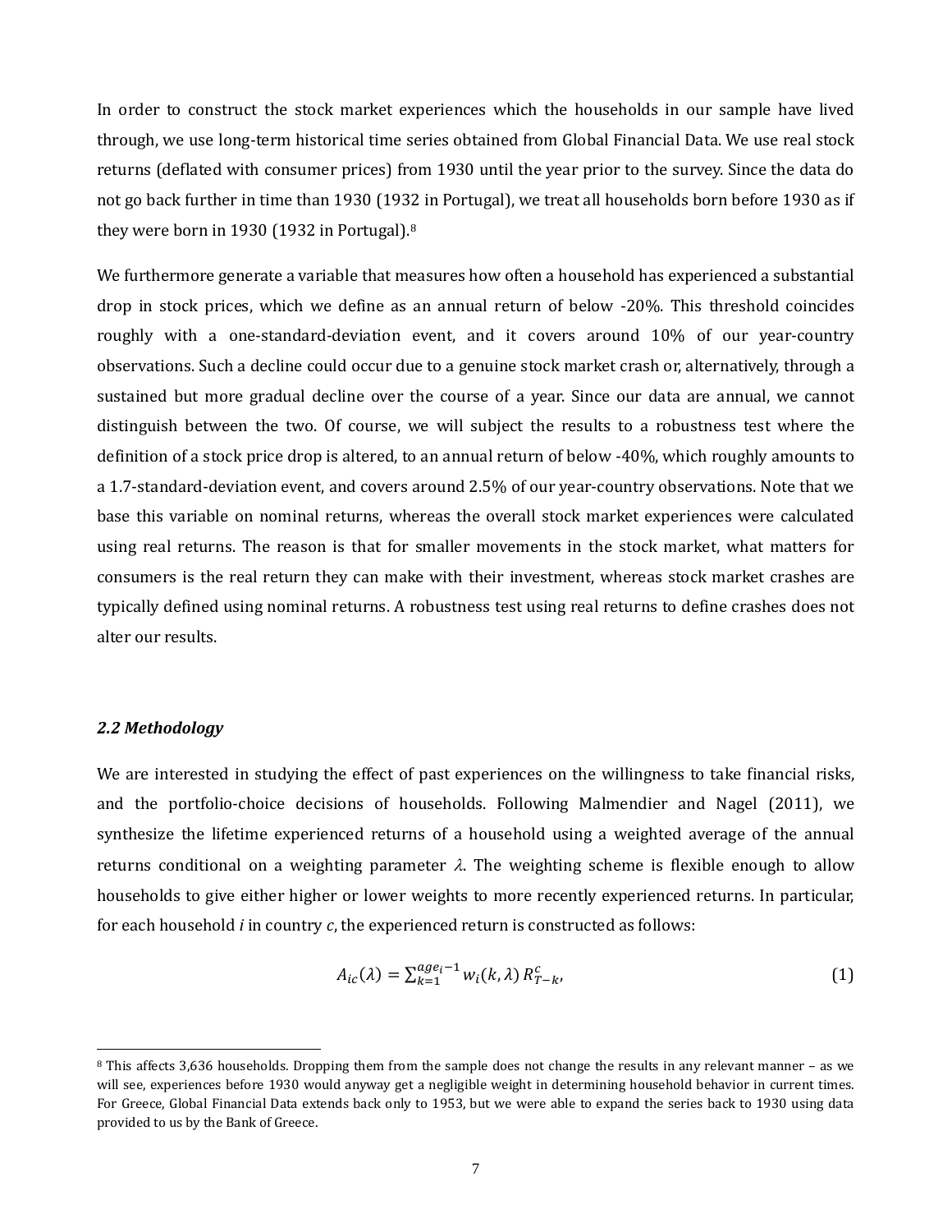In order to construct the stock market experiences which the households in our sample have lived through, we use long-term historical time series obtained from Global Financial Data. We use real stock returns (deflated with consumer prices) from 1930 until the year prior to the survey. Since the data do not go back further in time than 1930 (1932 in Portugal), we treat all households born before 1930 as if they were born in 1930 (1932 in Portugal).[8]

We furthermore generate a variable that measures how often a household has experienced a substantial drop in stock prices, which we define as an annual return of below -20%. This threshold coincides roughly with a one-standard-deviation event, and it covers around 10% of our year-country observations. Such a decline could occur due to a genuine stock market crash or, alternatively, through a sustained but more gradual decline over the course of a year. Since our data are annual, we cannot distinguish between the two. Of course, we will subject the results to a robustness test where the definition of a stock price drop is altered, to an annual return of below -40%, which roughly amounts to a 1.7-standard-deviation event, and covers around 2.5% of our year-country observations. Note that we base this variable on nominal returns, whereas the overall stock market experiences were calculated using real returns. The reason is that for smaller movements in the stock market, what matters for consumers is the real return they can make with their investment, whereas stock market crashes are typically defined using nominal returns. A robustness test using real returns to define crashes does not alter our results.

### *2.2 Methodology*

We are interested in studying the effect of past experiences on the willingness to take financial risks, and the portfolio-choice decisions of households. Following Malmendier and Nagel (2011), we synthesize the lifetime experienced returns of a household using a weighted average of the annual returns conditional on a weighting parameter $\lambda$. The weighting scheme is flexible enough to allow households to give either higher or lower weights to more recently experienced returns. In particular, for each household $i$ in country $c$, the experienced return is constructed as follows:

$$A_{ic}(\lambda) = \sum_{k=1}^{age_i - 1} w_i(k, \lambda)\, R_{T-k}^{c}, \tag{1}$$

[8] This affects 3,636 households. Dropping them from the sample does not change the results in any relevant manner – as we will see, experiences before 1930 would anyway get a negligible weight in determining household behavior in current times. For Greece, Global Financial Data extends back only to 1953, but we were able to expand the series back to 1930 using data provided to us by the Bank of Greece.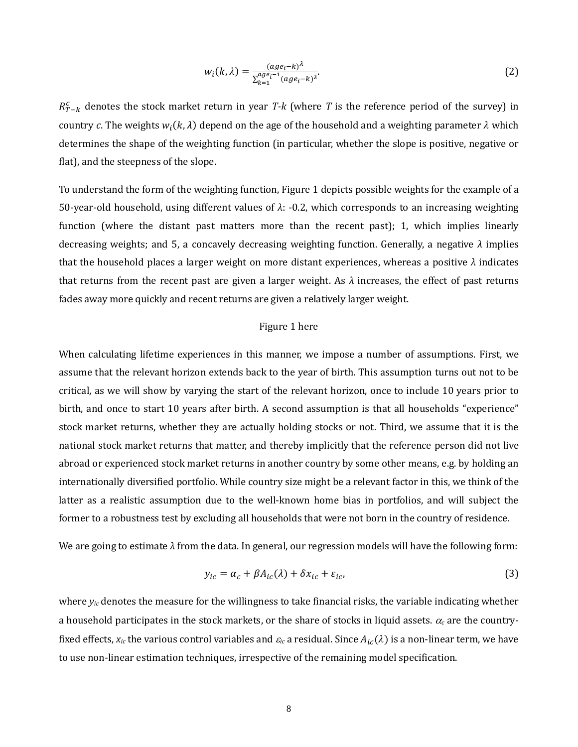$$w_i(k,\lambda) = \frac{(age_i - k)^{\lambda}}{\sum_{k=1}^{age_i - 1}(age_i - k)^{\lambda}}. \tag{2}$$

$R_{T-k}^{c}$ denotes the stock market return in year $T$-$k$ (where $T$ is the reference period of the survey) in country $c$. The weights $w_i(k,\lambda)$ depend on the age of the household and a weighting parameter $\lambda$ which determines the shape of the weighting function (in particular, whether the slope is positive, negative or flat), and the steepness of the slope.

To understand the form of the weighting function, Figure 1 depicts possible weights for the example of a 50-year-old household, using different values of $\lambda$: -0.2, which corresponds to an increasing weighting function (where the distant past matters more than the recent past); 1, which implies linearly decreasing weights; and 5, a concavely decreasing weighting function. Generally, a negative $\lambda$ implies that the household places a larger weight on more distant experiences, whereas a positive $\lambda$ indicates that returns from the recent past are given a larger weight. As $\lambda$ increases, the effect of past returns fades away more quickly and recent returns are given a relatively larger weight.

Figure 1 here

When calculating lifetime experiences in this manner, we impose a number of assumptions. First, we assume that the relevant horizon extends back to the year of birth. This assumption turns out not to be critical, as we will show by varying the start of the relevant horizon, once to include 10 years prior to birth, and once to start 10 years after birth. A second assumption is that all households "experience" stock market returns, whether they are actually holding stocks or not. Third, we assume that it is the national stock market returns that matter, and thereby implicitly that the reference person did not live abroad or experienced stock market returns in another country by some other means, e.g. by holding an internationally diversified portfolio. While country size might be a relevant factor in this, we think of the latter as a realistic assumption due to the well-known home bias in portfolios, and will subject the former to a robustness test by excluding all households that were not born in the country of residence.

We are going to estimate $\lambda$ from the data. In general, our regression models will have the following form:

$$y_{ic} = \alpha_c + \beta A_{ic}(\lambda) + \delta x_{ic} + \varepsilon_{ic}, \tag{3}$$

where $y_{ic}$ denotes the measure for the willingness to take financial risks, the variable indicating whether a household participates in the stock markets, or the share of stocks in liquid assets. $\alpha_c$ are the country-fixed effects, $x_{ic}$ the various control variables and $\varepsilon_{ic}$ a residual. Since $A_{ic}(\lambda)$ is a non-linear term, we have to use non-linear estimation techniques, irrespective of the remaining model specification.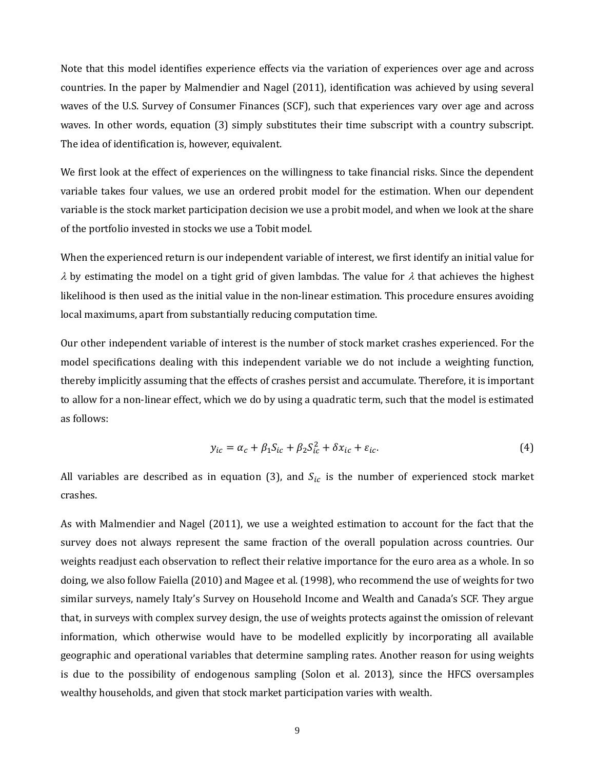Note that this model identifies experience effects via the variation of experiences over age and across countries. In the paper by Malmendier and Nagel (2011), identification was achieved by using several waves of the U.S. Survey of Consumer Finances (SCF), such that experiences vary over age and across waves. In other words, equation (3) simply substitutes their time subscript with a country subscript. The idea of identification is, however, equivalent.

We first look at the effect of experiences on the willingness to take financial risks. Since the dependent variable takes four values, we use an ordered probit model for the estimation. When our dependent variable is the stock market participation decision we use a probit model, and when we look at the share of the portfolio invested in stocks we use a Tobit model.

When the experienced return is our independent variable of interest, we first identify an initial value for $\lambda$ by estimating the model on a tight grid of given lambdas. The value for $\lambda$ that achieves the highest likelihood is then used as the initial value in the non-linear estimation. This procedure ensures avoiding local maximums, apart from substantially reducing computation time.

Our other independent variable of interest is the number of stock market crashes experienced. For the model specifications dealing with this independent variable we do not include a weighting function, thereby implicitly assuming that the effects of crashes persist and accumulate. Therefore, it is important to allow for a non-linear effect, which we do by using a quadratic term, such that the model is estimated as follows:

$$y_{ic} = \alpha_c + \beta_1 S_{ic} + \beta_2 S_{ic}^2 + \delta x_{ic} + \varepsilon_{ic}. \tag{4}$$

All variables are described as in equation (3), and $S_{ic}$ is the number of experienced stock market crashes.

As with Malmendier and Nagel (2011), we use a weighted estimation to account for the fact that the survey does not always represent the same fraction of the overall population across countries. Our weights readjust each observation to reflect their relative importance for the euro area as a whole. In so doing, we also follow Faiella (2010) and Magee et al. (1998), who recommend the use of weights for two similar surveys, namely Italy's Survey on Household Income and Wealth and Canada's SCF. They argue that, in surveys with complex survey design, the use of weights protects against the omission of relevant information, which otherwise would have to be modelled explicitly by incorporating all available geographic and operational variables that determine sampling rates. Another reason for using weights is due to the possibility of endogenous sampling (Solon et al. 2013), since the HFCS oversamples wealthy households, and given that stock market participation varies with wealth.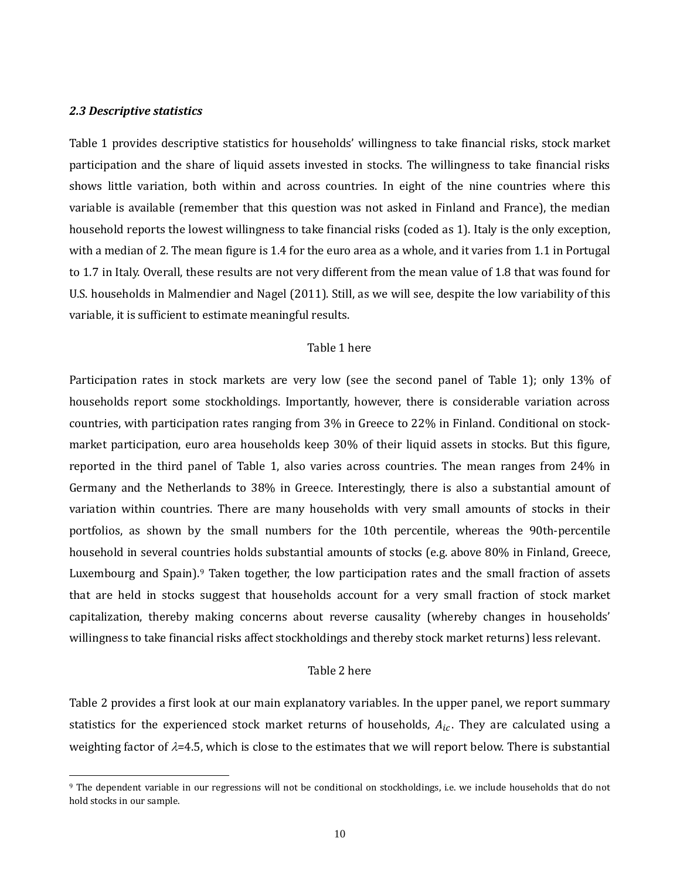### *2.3 Descriptive statistics*

Table 1 provides descriptive statistics for households' willingness to take financial risks, stock market participation and the share of liquid assets invested in stocks. The willingness to take financial risks shows little variation, both within and across countries. In eight of the nine countries where this variable is available (remember that this question was not asked in Finland and France), the median household reports the lowest willingness to take financial risks (coded as 1). Italy is the only exception, with a median of 2. The mean figure is 1.4 for the euro area as a whole, and it varies from 1.1 in Portugal to 1.7 in Italy. Overall, these results are not very different from the mean value of 1.8 that was found for U.S. households in Malmendier and Nagel (2011). Still, as we will see, despite the low variability of this variable, it is sufficient to estimate meaningful results.

Table 1 here

Participation rates in stock markets are very low (see the second panel of Table 1); only 13% of households report some stockholdings. Importantly, however, there is considerable variation across countries, with participation rates ranging from 3% in Greece to 22% in Finland. Conditional on stock-market participation, euro area households keep 30% of their liquid assets in stocks. But this figure, reported in the third panel of Table 1, also varies across countries. The mean ranges from 24% in Germany and the Netherlands to 38% in Greece. Interestingly, there is also a substantial amount of variation within countries. There are many households with very small amounts of stocks in their portfolios, as shown by the small numbers for the 10th percentile, whereas the 90th-percentile household in several countries holds substantial amounts of stocks (e.g. above 80% in Finland, Greece, Luxembourg and Spain).[9] Taken together, the low participation rates and the small fraction of assets that are held in stocks suggest that households account for a very small fraction of stock market capitalization, thereby making concerns about reverse causality (whereby changes in households' willingness to take financial risks affect stockholdings and thereby stock market returns) less relevant.

Table 2 here

Table 2 provides a first look at our main explanatory variables. In the upper panel, we report summary statistics for the experienced stock market returns of households, $A_{ic}$. They are calculated using a weighting factor of $\lambda$=4.5, which is close to the estimates that we will report below. There is substantial

[9] The dependent variable in our regressions will not be conditional on stockholdings, i.e. we include households that do not hold stocks in our sample.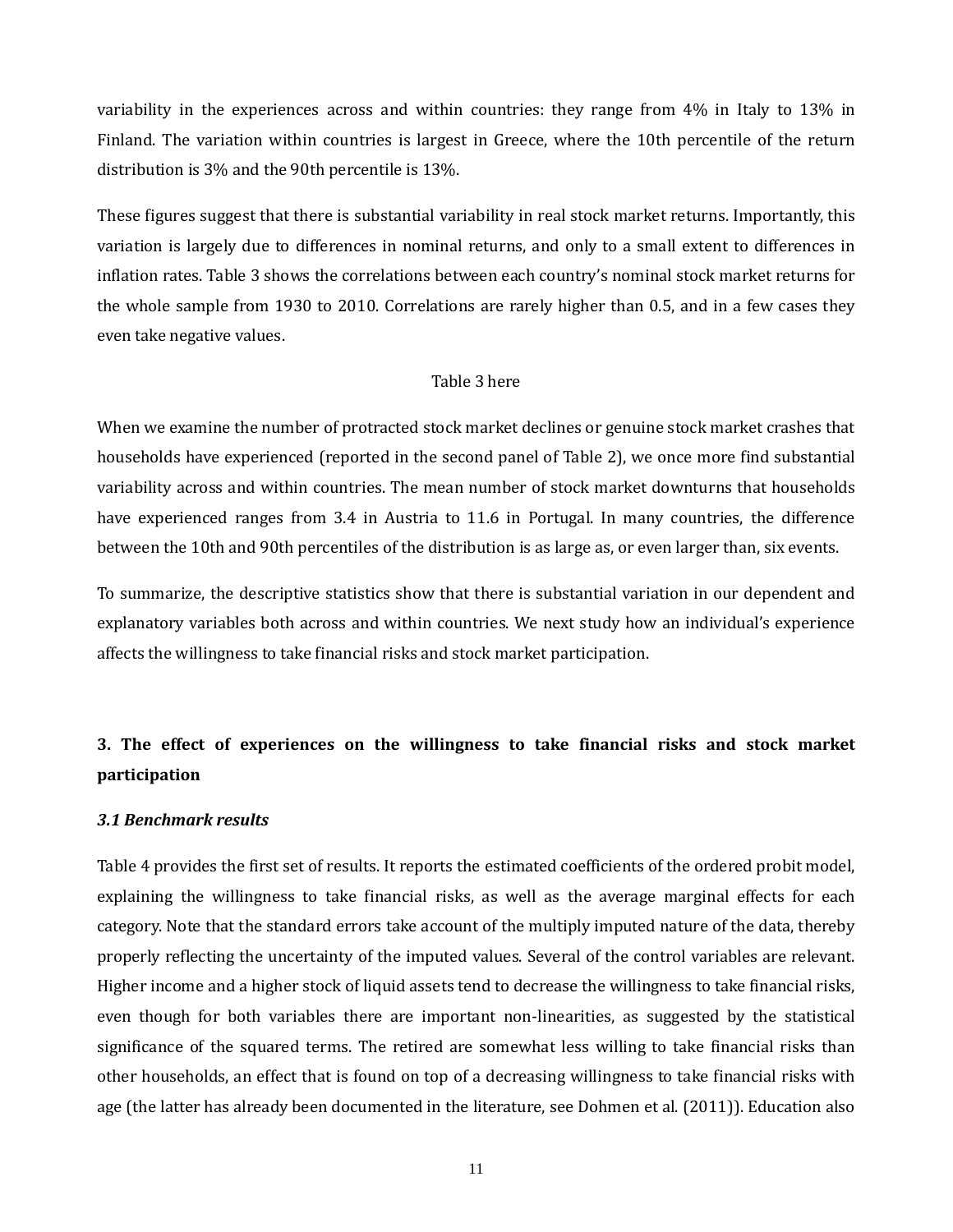variability in the experiences across and within countries: they range from 4% in Italy to 13% in Finland. The variation within countries is largest in Greece, where the 10th percentile of the return distribution is 3% and the 90th percentile is 13%.

These figures suggest that there is substantial variability in real stock market returns. Importantly, this variation is largely due to differences in nominal returns, and only to a small extent to differences in inflation rates. Table 3 shows the correlations between each country's nominal stock market returns for the whole sample from 1930 to 2010. Correlations are rarely higher than 0.5, and in a few cases they even take negative values.

Table 3 here

When we examine the number of protracted stock market declines or genuine stock market crashes that households have experienced (reported in the second panel of Table 2), we once more find substantial variability across and within countries. The mean number of stock market downturns that households have experienced ranges from 3.4 in Austria to 11.6 in Portugal. In many countries, the difference between the 10th and 90th percentiles of the distribution is as large as, or even larger than, six events.

To summarize, the descriptive statistics show that there is substantial variation in our dependent and explanatory variables both across and within countries. We next study how an individual's experience affects the willingness to take financial risks and stock market participation.

## 3. The effect of experiences on the willingness to take financial risks and stock market participation

### *3.1 Benchmark results*

Table 4 provides the first set of results. It reports the estimated coefficients of the ordered probit model, explaining the willingness to take financial risks, as well as the average marginal effects for each category. Note that the standard errors take account of the multiply imputed nature of the data, thereby properly reflecting the uncertainty of the imputed values. Several of the control variables are relevant. Higher income and a higher stock of liquid assets tend to decrease the willingness to take financial risks, even though for both variables there are important non-linearities, as suggested by the statistical significance of the squared terms. The retired are somewhat less willing to take financial risks than other households, an effect that is found on top of a decreasing willingness to take financial risks with age (the latter has already been documented in the literature, see Dohmen et al. (2011)). Education also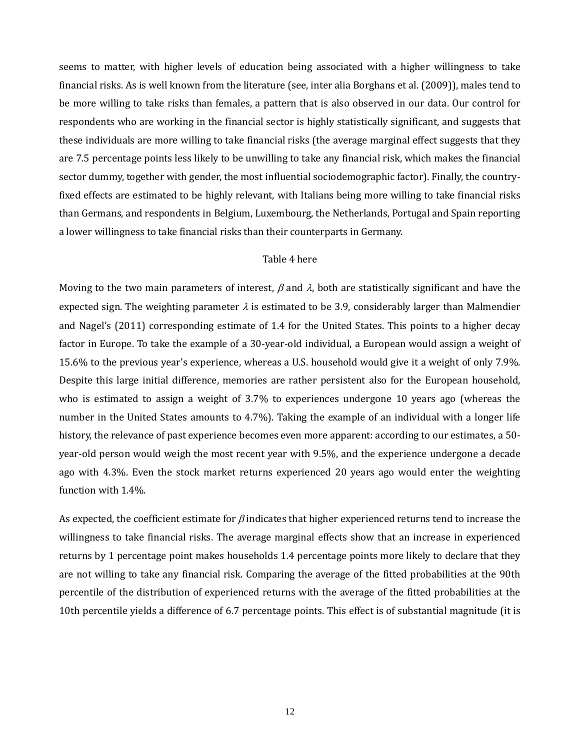seems to matter, with higher levels of education being associated with a higher willingness to take financial risks. As is well known from the literature (see, inter alia Borghans et al. (2009)), males tend to be more willing to take risks than females, a pattern that is also observed in our data. Our control for respondents who are working in the financial sector is highly statistically significant, and suggests that these individuals are more willing to take financial risks (the average marginal effect suggests that they are 7.5 percentage points less likely to be unwilling to take any financial risk, which makes the financial sector dummy, together with gender, the most influential sociodemographic factor). Finally, the country-fixed effects are estimated to be highly relevant, with Italians being more willing to take financial risks than Germans, and respondents in Belgium, Luxembourg, the Netherlands, Portugal and Spain reporting a lower willingness to take financial risks than their counterparts in Germany.

Table 4 here

Moving to the two main parameters of interest, $\beta$ and $\lambda$, both are statistically significant and have the expected sign. The weighting parameter $\lambda$ is estimated to be 3.9, considerably larger than Malmendier and Nagel's (2011) corresponding estimate of 1.4 for the United States. This points to a higher decay factor in Europe. To take the example of a 30-year-old individual, a European would assign a weight of 15.6% to the previous year's experience, whereas a U.S. household would give it a weight of only 7.9%. Despite this large initial difference, memories are rather persistent also for the European household, who is estimated to assign a weight of 3.7% to experiences undergone 10 years ago (whereas the number in the United States amounts to 4.7%). Taking the example of an individual with a longer life history, the relevance of past experience becomes even more apparent: according to our estimates, a 50-year-old person would weigh the most recent year with 9.5%, and the experience undergone a decade ago with 4.3%. Even the stock market returns experienced 20 years ago would enter the weighting function with 1.4%.

As expected, the coefficient estimate for $\beta$ indicates that higher experienced returns tend to increase the willingness to take financial risks. The average marginal effects show that an increase in experienced returns by 1 percentage point makes households 1.4 percentage points more likely to declare that they are not willing to take any financial risk. Comparing the average of the fitted probabilities at the 90th percentile of the distribution of experienced returns with the average of the fitted probabilities at the 10th percentile yields a difference of 6.7 percentage points. This effect is of substantial magnitude (it is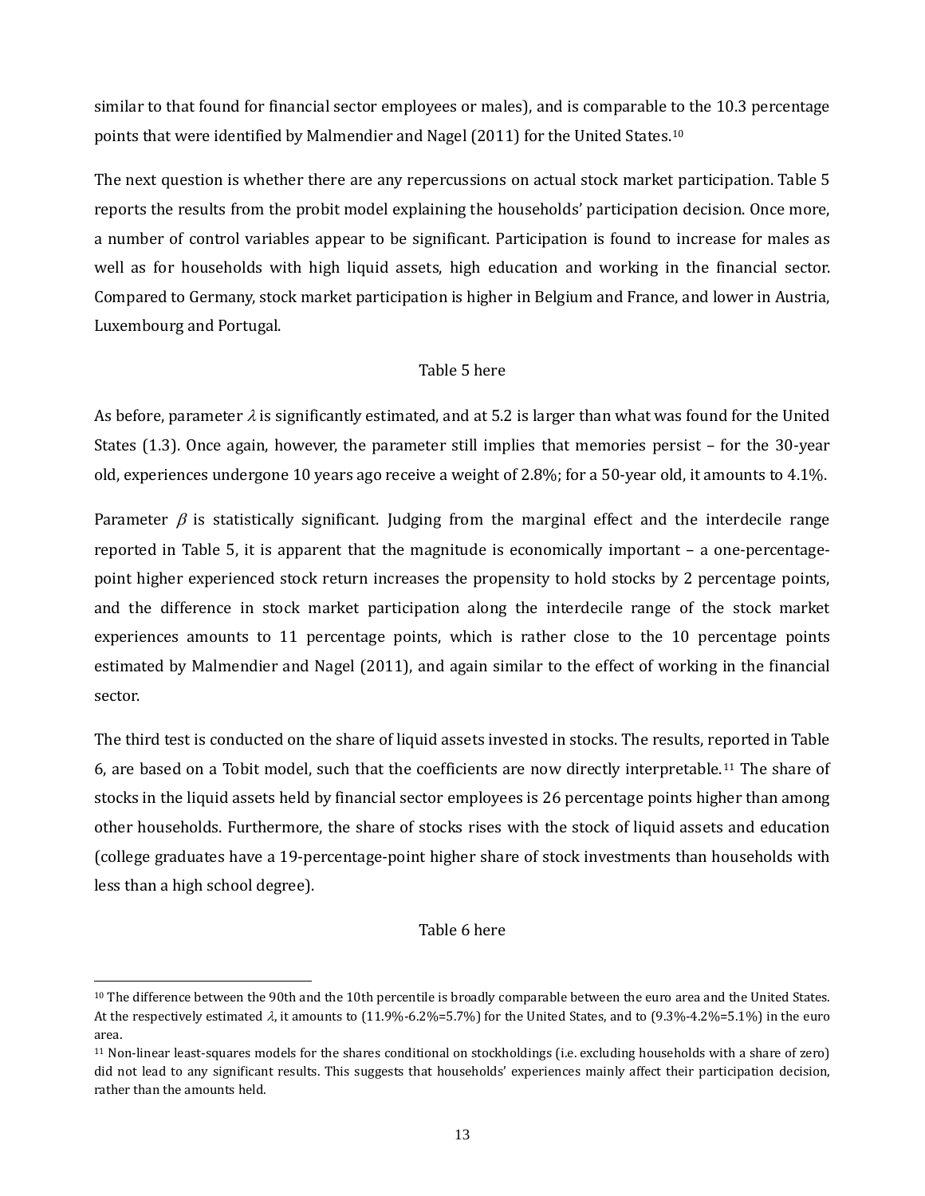similar to that found for financial sector employees or males), and is comparable to the 10.3 percentage points that were identified by Malmendier and Nagel (2011) for the United States.[10]

The next question is whether there are any repercussions on actual stock market participation. Table 5 reports the results from the probit model explaining the households' participation decision. Once more, a number of control variables appear to be significant. Participation is found to increase for males as well as for households with high liquid assets, high education and working in the financial sector. Compared to Germany, stock market participation is higher in Belgium and France, and lower in Austria, Luxembourg and Portugal.

Table 5 here

As before, parameter $\lambda$ is significantly estimated, and at 5.2 is larger than what was found for the United States (1.3). Once again, however, the parameter still implies that memories persist – for the 30-year old, experiences undergone 10 years ago receive a weight of 2.8%; for a 50-year old, it amounts to 4.1%.

Parameter $\beta$ is statistically significant. Judging from the marginal effect and the interdecile range reported in Table 5, it is apparent that the magnitude is economically important – a one-percentage-point higher experienced stock return increases the propensity to hold stocks by 2 percentage points, and the difference in stock market participation along the interdecile range of the stock market experiences amounts to 11 percentage points, which is rather close to the 10 percentage points estimated by Malmendier and Nagel (2011), and again similar to the effect of working in the financial sector.

The third test is conducted on the share of liquid assets invested in stocks. The results, reported in Table 6, are based on a Tobit model, such that the coefficients are now directly interpretable.[11] The share of stocks in the liquid assets held by financial sector employees is 26 percentage points higher than among other households. Furthermore, the share of stocks rises with the stock of liquid assets and education (college graduates have a 19-percentage-point higher share of stock investments than households with less than a high school degree).

Table 6 here

---

[10] The difference between the 90th and the 10th percentile is broadly comparable between the euro area and the United States. At the respectively estimated $\lambda$, it amounts to (11.9%-6.2%=5.7%) for the United States, and to (9.3%-4.2%=5.1%) in the euro area.

[11] Non-linear least-squares models for the shares conditional on stockholdings (i.e. excluding households with a share of zero) did not lead to any significant results. This suggests that households' experiences mainly affect their participation decision, rather than the amounts held.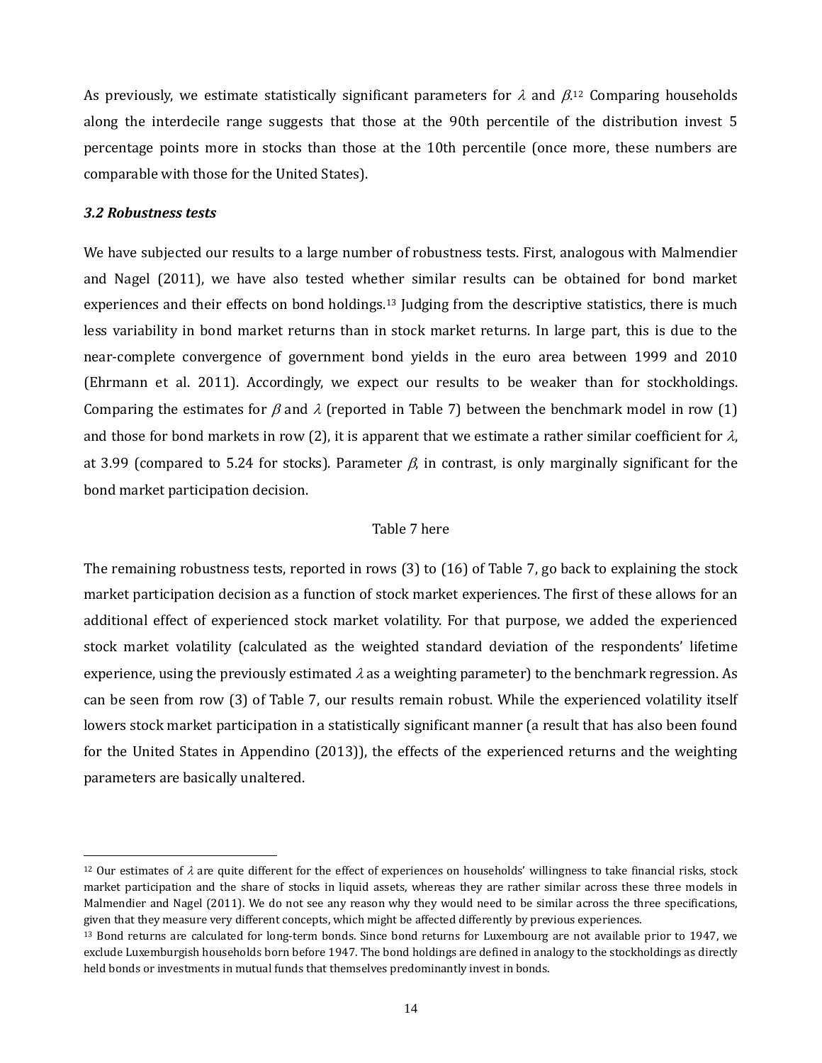As previously, we estimate statistically significant parameters for $\lambda$ and $\beta$.[12] Comparing households along the interdecile range suggests that those at the 90th percentile of the distribution invest 5 percentage points more in stocks than those at the 10th percentile (once more, these numbers are comparable with those for the United States).

### *3.2 Robustness tests*

We have subjected our results to a large number of robustness tests. First, analogous with Malmendier and Nagel (2011), we have also tested whether similar results can be obtained for bond market experiences and their effects on bond holdings.[13] Judging from the descriptive statistics, there is much less variability in bond market returns than in stock market returns. In large part, this is due to the near-complete convergence of government bond yields in the euro area between 1999 and 2010 (Ehrmann et al. 2011). Accordingly, we expect our results to be weaker than for stockholdings. Comparing the estimates for $\beta$ and $\lambda$ (reported in Table 7) between the benchmark model in row (1) and those for bond markets in row (2), it is apparent that we estimate a rather similar coefficient for $\lambda$, at 3.99 (compared to 5.24 for stocks). Parameter $\beta$, in contrast, is only marginally significant for the bond market participation decision.

Table 7 here

The remaining robustness tests, reported in rows (3) to (16) of Table 7, go back to explaining the stock market participation decision as a function of stock market experiences. The first of these allows for an additional effect of experienced stock market volatility. For that purpose, we added the experienced stock market volatility (calculated as the weighted standard deviation of the respondents' lifetime experience, using the previously estimated $\lambda$ as a weighting parameter) to the benchmark regression. As can be seen from row (3) of Table 7, our results remain robust. While the experienced volatility itself lowers stock market participation in a statistically significant manner (a result that has also been found for the United States in Appendino (2013)), the effects of the experienced returns and the weighting parameters are basically unaltered.

---

[12] Our estimates of $\lambda$ are quite different for the effect of experiences on households' willingness to take financial risks, stock market participation and the share of stocks in liquid assets, whereas they are rather similar across these three models in Malmendier and Nagel (2011). We do not see any reason why they would need to be similar across the three specifications, given that they measure very different concepts, which might be affected differently by previous experiences.

[13] Bond returns are calculated for long-term bonds. Since bond returns for Luxembourg are not available prior to 1947, we exclude Luxemburgish households born before 1947. The bond holdings are defined in analogy to the stockholdings as directly held bonds or investments in mutual funds that themselves predominantly invest in bonds.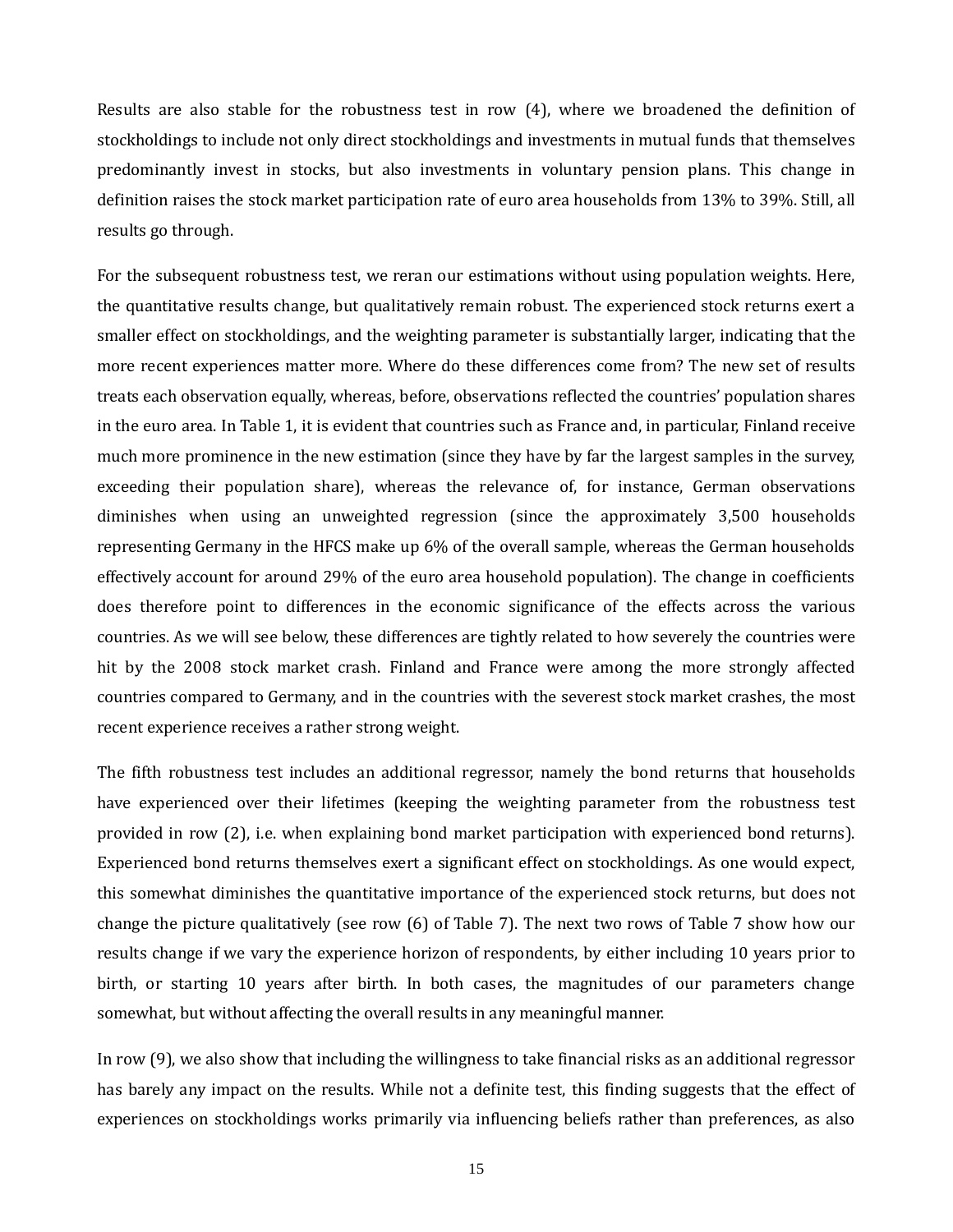Results are also stable for the robustness test in row (4), where we broadened the definition of stockholdings to include not only direct stockholdings and investments in mutual funds that themselves predominantly invest in stocks, but also investments in voluntary pension plans. This change in definition raises the stock market participation rate of euro area households from 13% to 39%. Still, all results go through.

For the subsequent robustness test, we reran our estimations without using population weights. Here, the quantitative results change, but qualitatively remain robust. The experienced stock returns exert a smaller effect on stockholdings, and the weighting parameter is substantially larger, indicating that the more recent experiences matter more. Where do these differences come from? The new set of results treats each observation equally, whereas, before, observations reflected the countries' population shares in the euro area. In Table 1, it is evident that countries such as France and, in particular, Finland receive much more prominence in the new estimation (since they have by far the largest samples in the survey, exceeding their population share), whereas the relevance of, for instance, German observations diminishes when using an unweighted regression (since the approximately 3,500 households representing Germany in the HFCS make up 6% of the overall sample, whereas the German households effectively account for around 29% of the euro area household population). The change in coefficients does therefore point to differences in the economic significance of the effects across the various countries. As we will see below, these differences are tightly related to how severely the countries were hit by the 2008 stock market crash. Finland and France were among the more strongly affected countries compared to Germany, and in the countries with the severest stock market crashes, the most recent experience receives a rather strong weight.

The fifth robustness test includes an additional regressor, namely the bond returns that households have experienced over their lifetimes (keeping the weighting parameter from the robustness test provided in row (2), i.e. when explaining bond market participation with experienced bond returns). Experienced bond returns themselves exert a significant effect on stockholdings. As one would expect, this somewhat diminishes the quantitative importance of the experienced stock returns, but does not change the picture qualitatively (see row (6) of Table 7). The next two rows of Table 7 show how our results change if we vary the experience horizon of respondents, by either including 10 years prior to birth, or starting 10 years after birth. In both cases, the magnitudes of our parameters change somewhat, but without affecting the overall results in any meaningful manner.

In row (9), we also show that including the willingness to take financial risks as an additional regressor has barely any impact on the results. While not a definite test, this finding suggests that the effect of experiences on stockholdings works primarily via influencing beliefs rather than preferences, as also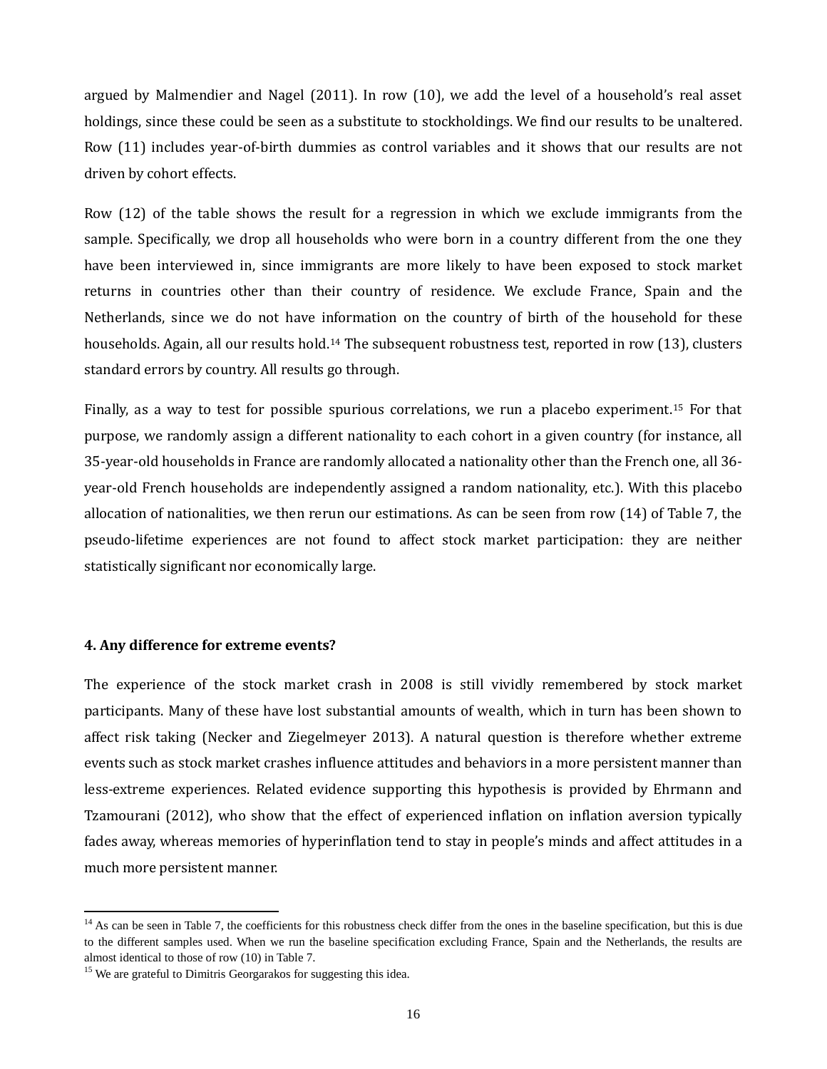argued by Malmendier and Nagel (2011). In row (10), we add the level of a household's real asset holdings, since these could be seen as a substitute to stockholdings. We find our results to be unaltered. Row (11) includes year-of-birth dummies as control variables and it shows that our results are not driven by cohort effects.

Row (12) of the table shows the result for a regression in which we exclude immigrants from the sample. Specifically, we drop all households who were born in a country different from the one they have been interviewed in, since immigrants are more likely to have been exposed to stock market returns in countries other than their country of residence. We exclude France, Spain and the Netherlands, since we do not have information on the country of birth of the household for these households. Again, all our results hold.[14] The subsequent robustness test, reported in row (13), clusters standard errors by country. All results go through.

Finally, as a way to test for possible spurious correlations, we run a placebo experiment.[15] For that purpose, we randomly assign a different nationality to each cohort in a given country (for instance, all 35-year-old households in France are randomly allocated a nationality other than the French one, all 36-year-old French households are independently assigned a random nationality, etc.). With this placebo allocation of nationalities, we then rerun our estimations. As can be seen from row (14) of Table 7, the pseudo-lifetime experiences are not found to affect stock market participation: they are neither statistically significant nor economically large.

**4. Any difference for extreme events?**

The experience of the stock market crash in 2008 is still vividly remembered by stock market participants. Many of these have lost substantial amounts of wealth, which in turn has been shown to affect risk taking (Necker and Ziegelmeyer 2013). A natural question is therefore whether extreme events such as stock market crashes influence attitudes and behaviors in a more persistent manner than less-extreme experiences. Related evidence supporting this hypothesis is provided by Ehrmann and Tzamourani (2012), who show that the effect of experienced inflation on inflation aversion typically fades away, whereas memories of hyperinflation tend to stay in people's minds and affect attitudes in a much more persistent manner.

---

[14] As can be seen in Table 7, the coefficients for this robustness check differ from the ones in the baseline specification, but this is due to the different samples used. When we run the baseline specification excluding France, Spain and the Netherlands, the results are almost identical to those of row (10) in Table 7.

[15] We are grateful to Dimitris Georgarakos for suggesting this idea.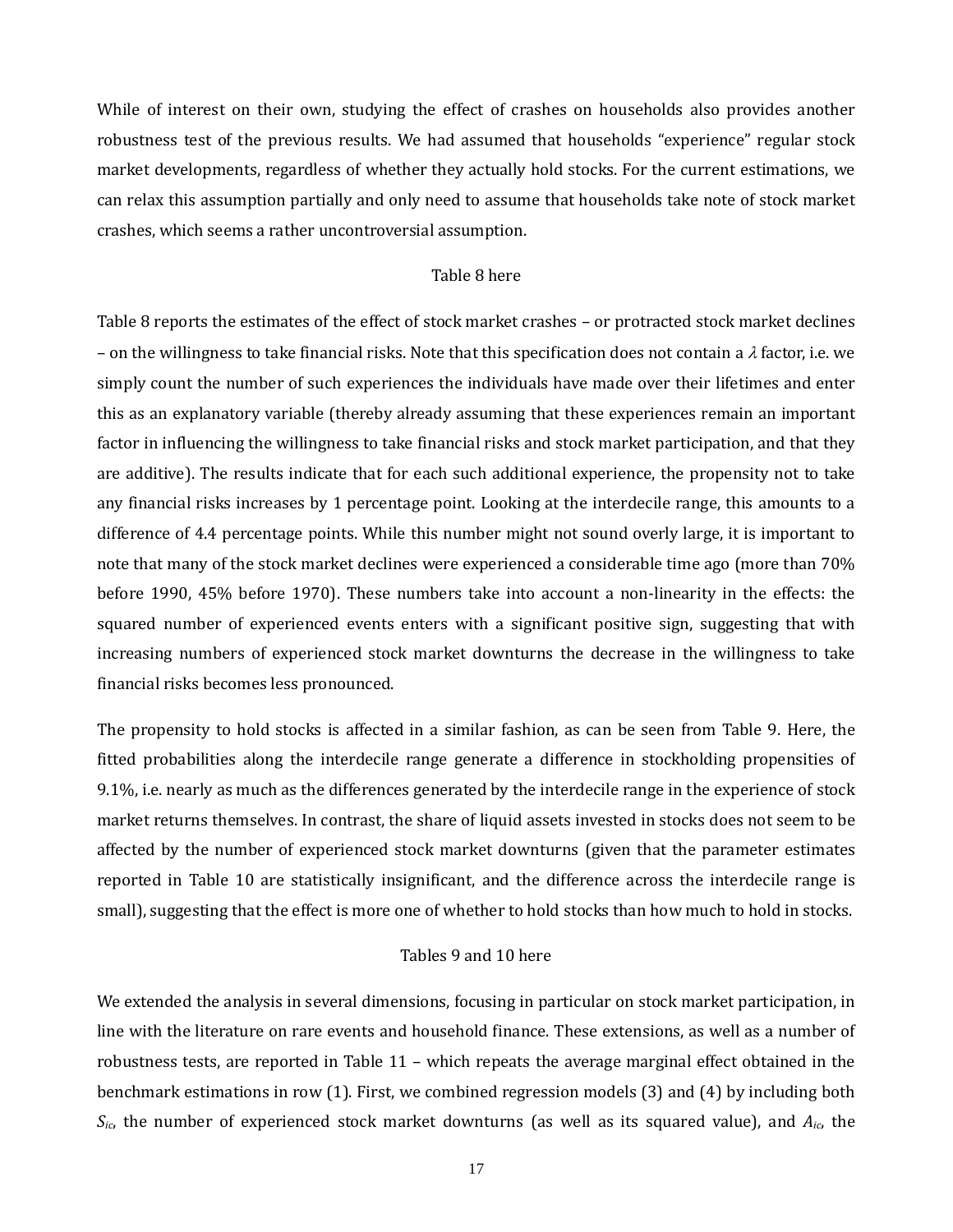While of interest on their own, studying the effect of crashes on households also provides another robustness test of the previous results. We had assumed that households "experience" regular stock market developments, regardless of whether they actually hold stocks. For the current estimations, we can relax this assumption partially and only need to assume that households take note of stock market crashes, which seems a rather uncontroversial assumption.

Table 8 here

Table 8 reports the estimates of the effect of stock market crashes – or protracted stock market declines – on the willingness to take financial risks. Note that this specification does not contain a $\lambda$ factor, i.e. we simply count the number of such experiences the individuals have made over their lifetimes and enter this as an explanatory variable (thereby already assuming that these experiences remain an important factor in influencing the willingness to take financial risks and stock market participation, and that they are additive). The results indicate that for each such additional experience, the propensity not to take any financial risks increases by 1 percentage point. Looking at the interdecile range, this amounts to a difference of 4.4 percentage points. While this number might not sound overly large, it is important to note that many of the stock market declines were experienced a considerable time ago (more than 70% before 1990, 45% before 1970). These numbers take into account a non-linearity in the effects: the squared number of experienced events enters with a significant positive sign, suggesting that with increasing numbers of experienced stock market downturns the decrease in the willingness to take financial risks becomes less pronounced.

The propensity to hold stocks is affected in a similar fashion, as can be seen from Table 9. Here, the fitted probabilities along the interdecile range generate a difference in stockholding propensities of 9.1%, i.e. nearly as much as the differences generated by the interdecile range in the experience of stock market returns themselves. In contrast, the share of liquid assets invested in stocks does not seem to be affected by the number of experienced stock market downturns (given that the parameter estimates reported in Table 10 are statistically insignificant, and the difference across the interdecile range is small), suggesting that the effect is more one of whether to hold stocks than how much to hold in stocks.

Tables 9 and 10 here

We extended the analysis in several dimensions, focusing in particular on stock market participation, in line with the literature on rare events and household finance. These extensions, as well as a number of robustness tests, are reported in Table 11 – which repeats the average marginal effect obtained in the benchmark estimations in row (1). First, we combined regression models (3) and (4) by including both $S_{ic}$, the number of experienced stock market downturns (as well as its squared value), and $A_{ic}$, the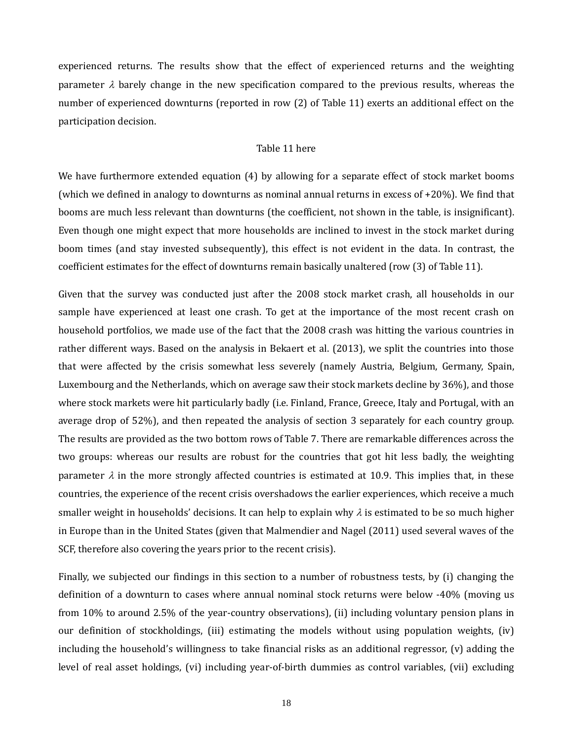experienced returns. The results show that the effect of experienced returns and the weighting parameter $\lambda$ barely change in the new specification compared to the previous results, whereas the number of experienced downturns (reported in row (2) of Table 11) exerts an additional effect on the participation decision.

Table 11 here

We have furthermore extended equation (4) by allowing for a separate effect of stock market booms (which we defined in analogy to downturns as nominal annual returns in excess of +20%). We find that booms are much less relevant than downturns (the coefficient, not shown in the table, is insignificant). Even though one might expect that more households are inclined to invest in the stock market during boom times (and stay invested subsequently), this effect is not evident in the data. In contrast, the coefficient estimates for the effect of downturns remain basically unaltered (row (3) of Table 11).

Given that the survey was conducted just after the 2008 stock market crash, all households in our sample have experienced at least one crash. To get at the importance of the most recent crash on household portfolios, we made use of the fact that the 2008 crash was hitting the various countries in rather different ways. Based on the analysis in Bekaert et al. (2013), we split the countries into those that were affected by the crisis somewhat less severely (namely Austria, Belgium, Germany, Spain, Luxembourg and the Netherlands, which on average saw their stock markets decline by 36%), and those where stock markets were hit particularly badly (i.e. Finland, France, Greece, Italy and Portugal, with an average drop of 52%), and then repeated the analysis of section 3 separately for each country group. The results are provided as the two bottom rows of Table 7. There are remarkable differences across the two groups: whereas our results are robust for the countries that got hit less badly, the weighting parameter $\lambda$ in the more strongly affected countries is estimated at 10.9. This implies that, in these countries, the experience of the recent crisis overshadows the earlier experiences, which receive a much smaller weight in households' decisions. It can help to explain why $\lambda$ is estimated to be so much higher in Europe than in the United States (given that Malmendier and Nagel (2011) used several waves of the SCF, therefore also covering the years prior to the recent crisis).

Finally, we subjected our findings in this section to a number of robustness tests, by (i) changing the definition of a downturn to cases where annual nominal stock returns were below -40% (moving us from 10% to around 2.5% of the year-country observations), (ii) including voluntary pension plans in our definition of stockholdings, (iii) estimating the models without using population weights, (iv) including the household's willingness to take financial risks as an additional regressor, (v) adding the level of real asset holdings, (vi) including year-of-birth dummies as control variables, (vii) excluding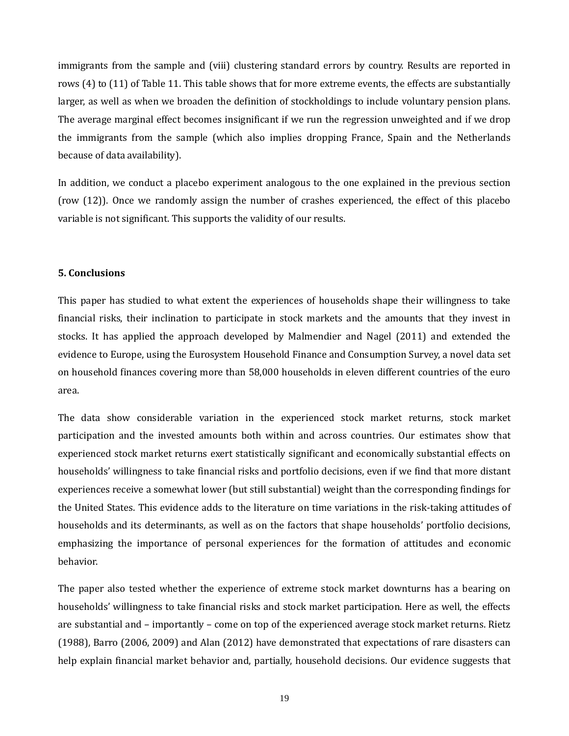immigrants from the sample and (viii) clustering standard errors by country. Results are reported in rows (4) to (11) of Table 11. This table shows that for more extreme events, the effects are substantially larger, as well as when we broaden the definition of stockholdings to include voluntary pension plans. The average marginal effect becomes insignificant if we run the regression unweighted and if we drop the immigrants from the sample (which also implies dropping France, Spain and the Netherlands because of data availability).

In addition, we conduct a placebo experiment analogous to the one explained in the previous section (row (12)). Once we randomly assign the number of crashes experienced, the effect of this placebo variable is not significant. This supports the validity of our results.

## 5. Conclusions

This paper has studied to what extent the experiences of households shape their willingness to take financial risks, their inclination to participate in stock markets and the amounts that they invest in stocks. It has applied the approach developed by Malmendier and Nagel (2011) and extended the evidence to Europe, using the Eurosystem Household Finance and Consumption Survey, a novel data set on household finances covering more than 58,000 households in eleven different countries of the euro area.

The data show considerable variation in the experienced stock market returns, stock market participation and the invested amounts both within and across countries. Our estimates show that experienced stock market returns exert statistically significant and economically substantial effects on households' willingness to take financial risks and portfolio decisions, even if we find that more distant experiences receive a somewhat lower (but still substantial) weight than the corresponding findings for the United States. This evidence adds to the literature on time variations in the risk-taking attitudes of households and its determinants, as well as on the factors that shape households' portfolio decisions, emphasizing the importance of personal experiences for the formation of attitudes and economic behavior.

The paper also tested whether the experience of extreme stock market downturns has a bearing on households' willingness to take financial risks and stock market participation. Here as well, the effects are substantial and – importantly – come on top of the experienced average stock market returns. Rietz (1988), Barro (2006, 2009) and Alan (2012) have demonstrated that expectations of rare disasters can help explain financial market behavior and, partially, household decisions. Our evidence suggests that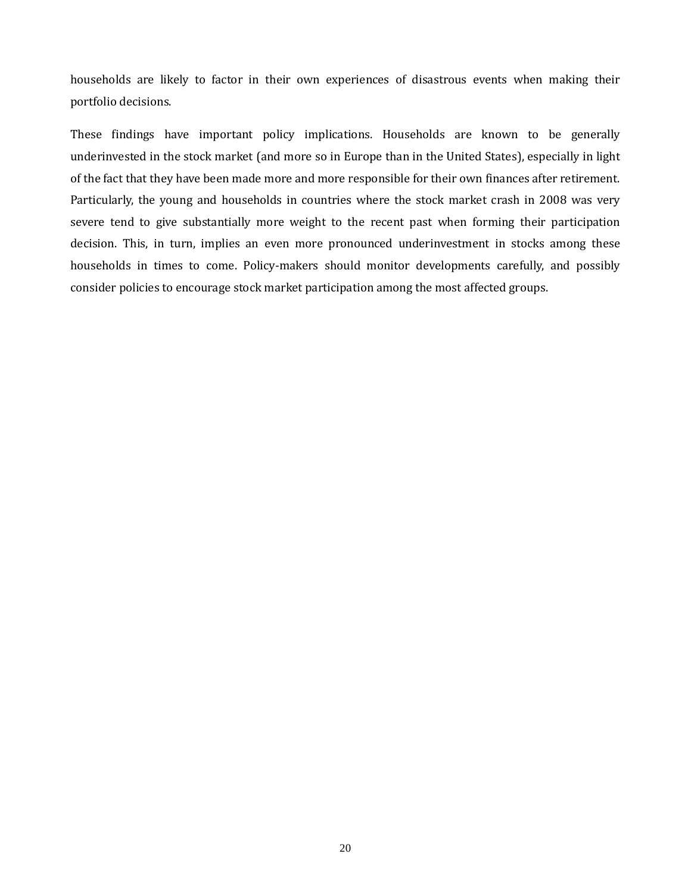households are likely to factor in their own experiences of disastrous events when making their portfolio decisions.

These findings have important policy implications. Households are known to be generally underinvested in the stock market (and more so in Europe than in the United States), especially in light of the fact that they have been made more and more responsible for their own finances after retirement. Particularly, the young and households in countries where the stock market crash in 2008 was very severe tend to give substantially more weight to the recent past when forming their participation decision. This, in turn, implies an even more pronounced underinvestment in stocks among these households in times to come. Policy-makers should monitor developments carefully, and possibly consider policies to encourage stock market participation among the most affected groups.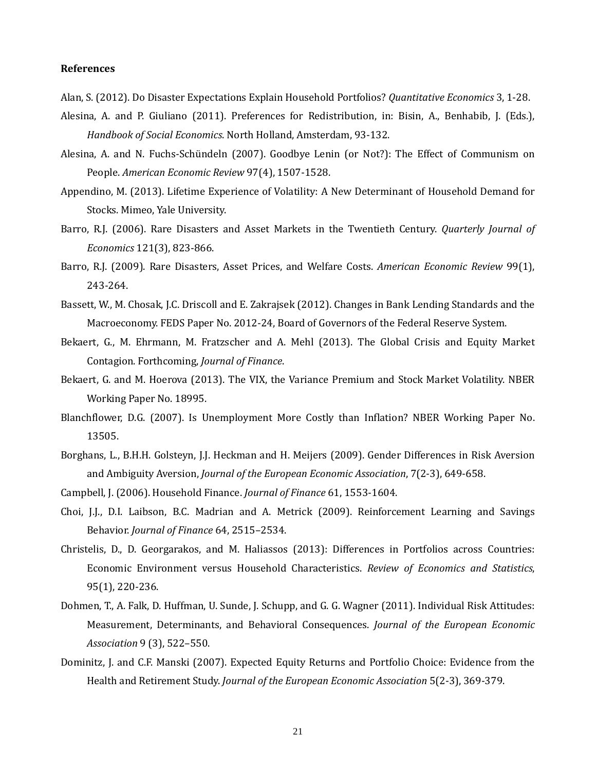## References

Alan, S. (2012). Do Disaster Expectations Explain Household Portfolios? *Quantitative Economics* 3, 1-28.

Alesina, A. and P. Giuliano (2011). Preferences for Redistribution, in: Bisin, A., Benhabib, J. (Eds.), *Handbook of Social Economics*. North Holland, Amsterdam, 93-132.

Alesina, A. and N. Fuchs-Schündeln (2007). Goodbye Lenin (or Not?): The Effect of Communism on People. *American Economic Review* 97(4), 1507-1528.

Appendino, M. (2013). Lifetime Experience of Volatility: A New Determinant of Household Demand for Stocks. Mimeo, Yale University.

Barro, R.J. (2006). Rare Disasters and Asset Markets in the Twentieth Century. *Quarterly Journal of Economics* 121(3), 823-866.

Barro, R.J. (2009). Rare Disasters, Asset Prices, and Welfare Costs. *American Economic Review* 99(1), 243-264.

Bassett, W., M. Chosak, J.C. Driscoll and E. Zakrajsek (2012). Changes in Bank Lending Standards and the Macroeconomy. FEDS Paper No. 2012-24, Board of Governors of the Federal Reserve System.

Bekaert, G., M. Ehrmann, M. Fratzscher and A. Mehl (2013). The Global Crisis and Equity Market Contagion. Forthcoming, *Journal of Finance*.

Bekaert, G. and M. Hoerova (2013). The VIX, the Variance Premium and Stock Market Volatility. NBER Working Paper No. 18995.

Blanchflower, D.G. (2007). Is Unemployment More Costly than Inflation? NBER Working Paper No. 13505.

Borghans, L., B.H.H. Golsteyn, J.J. Heckman and H. Meijers (2009). Gender Differences in Risk Aversion and Ambiguity Aversion, *Journal of the European Economic Association*, 7(2-3), 649-658.

Campbell, J. (2006). Household Finance. *Journal of Finance* 61, 1553-1604.

Choi, J.J., D.I. Laibson, B.C. Madrian and A. Metrick (2009). Reinforcement Learning and Savings Behavior. *Journal of Finance* 64, 2515–2534.

Christelis, D., D. Georgarakos, and M. Haliassos (2013): Differences in Portfolios across Countries: Economic Environment versus Household Characteristics. *Review of Economics and Statistics*, 95(1), 220-236.

Dohmen, T., A. Falk, D. Huffman, U. Sunde, J. Schupp, and G. G. Wagner (2011). Individual Risk Attitudes: Measurement, Determinants, and Behavioral Consequences. *Journal of the European Economic Association* 9 (3), 522–550.

Dominitz, J. and C.F. Manski (2007). Expected Equity Returns and Portfolio Choice: Evidence from the Health and Retirement Study. *Journal of the European Economic Association* 5(2-3), 369-379.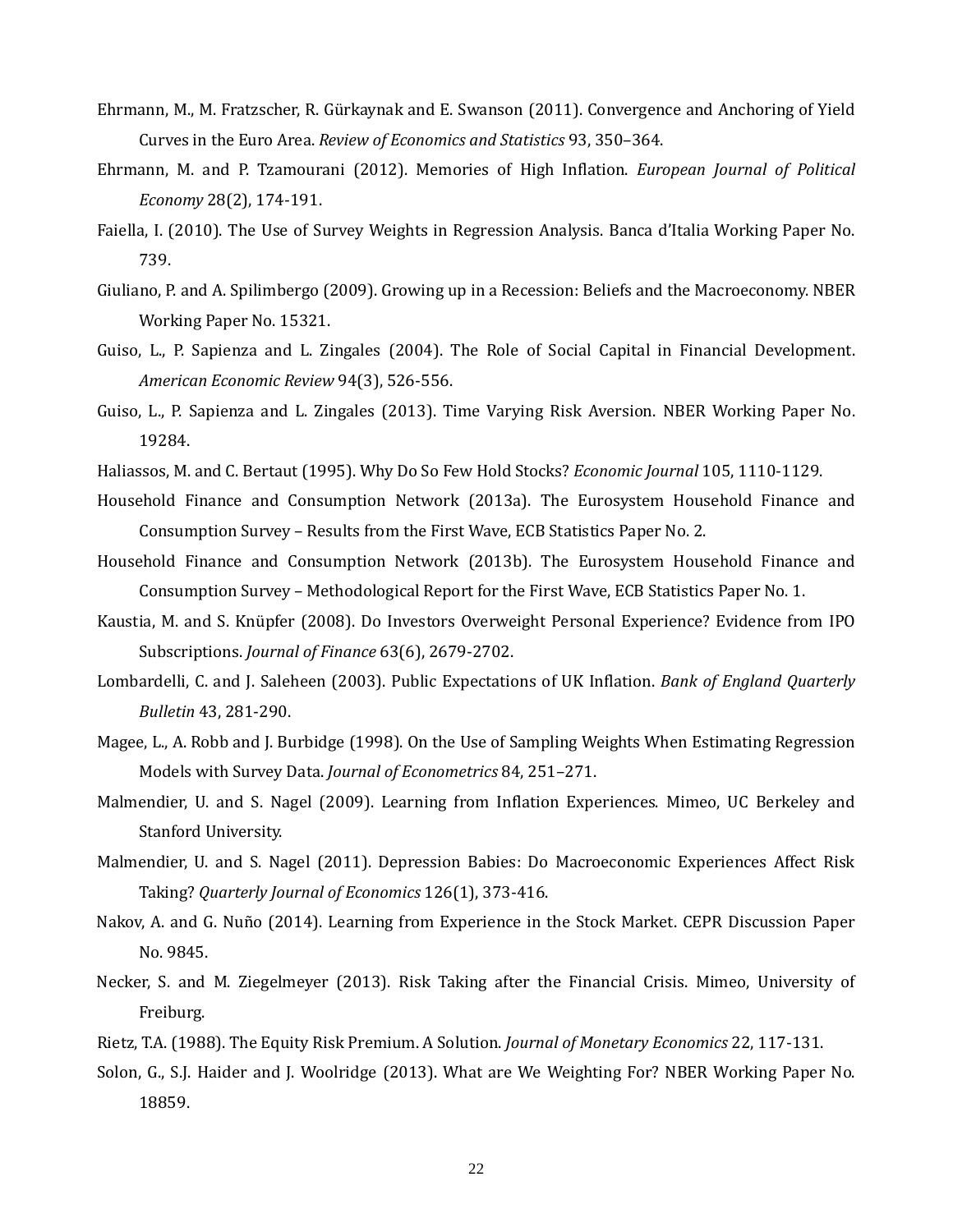Ehrmann, M., M. Fratzscher, R. Gürkaynak and E. Swanson (2011). Convergence and Anchoring of Yield Curves in the Euro Area. *Review of Economics and Statistics* 93, 350–364.

Ehrmann, M. and P. Tzamourani (2012). Memories of High Inflation. *European Journal of Political Economy* 28(2), 174-191.

Faiella, I. (2010). The Use of Survey Weights in Regression Analysis. Banca d'Italia Working Paper No. 739.

Giuliano, P. and A. Spilimbergo (2009). Growing up in a Recession: Beliefs and the Macroeconomy. NBER Working Paper No. 15321.

Guiso, L., P. Sapienza and L. Zingales (2004). The Role of Social Capital in Financial Development. *American Economic Review* 94(3), 526-556.

Guiso, L., P. Sapienza and L. Zingales (2013). Time Varying Risk Aversion. NBER Working Paper No. 19284.

Haliassos, M. and C. Bertaut (1995). Why Do So Few Hold Stocks? *Economic Journal* 105, 1110-1129.

Household Finance and Consumption Network (2013a). The Eurosystem Household Finance and Consumption Survey – Results from the First Wave, ECB Statistics Paper No. 2.

Household Finance and Consumption Network (2013b). The Eurosystem Household Finance and Consumption Survey – Methodological Report for the First Wave, ECB Statistics Paper No. 1.

Kaustia, M. and S. Knüpfer (2008). Do Investors Overweight Personal Experience? Evidence from IPO Subscriptions. *Journal of Finance* 63(6), 2679-2702.

Lombardelli, C. and J. Saleheen (2003). Public Expectations of UK Inflation. *Bank of England Quarterly Bulletin* 43, 281-290.

Magee, L., A. Robb and J. Burbidge (1998). On the Use of Sampling Weights When Estimating Regression Models with Survey Data. *Journal of Econometrics* 84, 251–271.

Malmendier, U. and S. Nagel (2009). Learning from Inflation Experiences. Mimeo, UC Berkeley and Stanford University.

Malmendier, U. and S. Nagel (2011). Depression Babies: Do Macroeconomic Experiences Affect Risk Taking? *Quarterly Journal of Economics* 126(1), 373-416.

Nakov, A. and G. Nuño (2014). Learning from Experience in the Stock Market. CEPR Discussion Paper No. 9845.

Necker, S. and M. Ziegelmeyer (2013). Risk Taking after the Financial Crisis. Mimeo, University of Freiburg.

Rietz, T.A. (1988). The Equity Risk Premium. A Solution. *Journal of Monetary Economics* 22, 117-131.

Solon, G., S.J. Haider and J. Woolridge (2013). What are We Weighting For? NBER Working Paper No. 18859.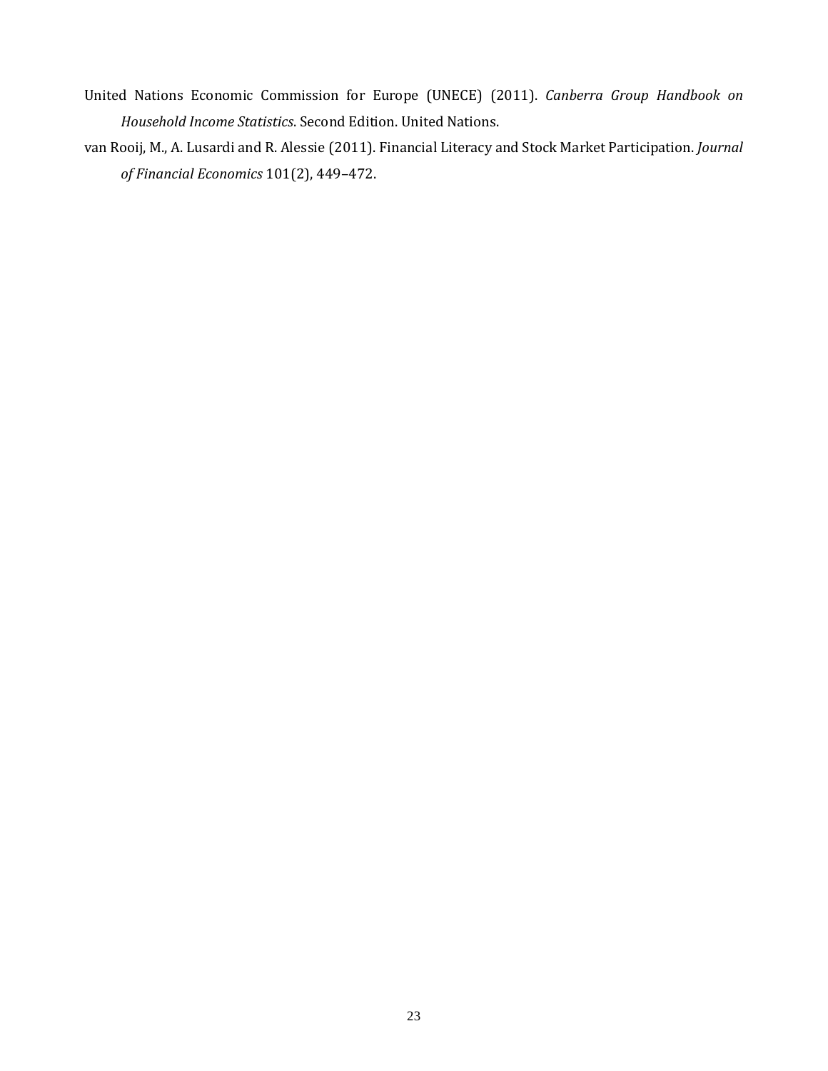United Nations Economic Commission for Europe (UNECE) (2011). *Canberra Group Handbook on Household Income Statistics*. Second Edition. United Nations.

van Rooij, M., A. Lusardi and R. Alessie (2011). Financial Literacy and Stock Market Participation. *Journal of Financial Economics* 101(2), 449–472.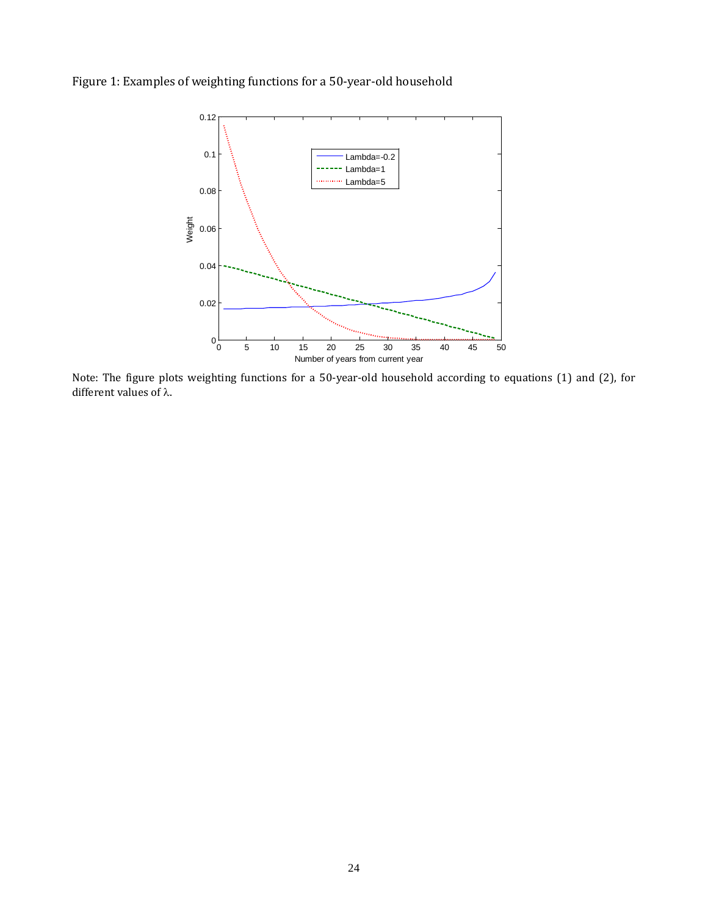Figure 1: Examples of weighting functions for a 50-year-old household

Note: The figure plots weighting functions for a 50-year-old household according to equations (1) and (2), for different values of λ.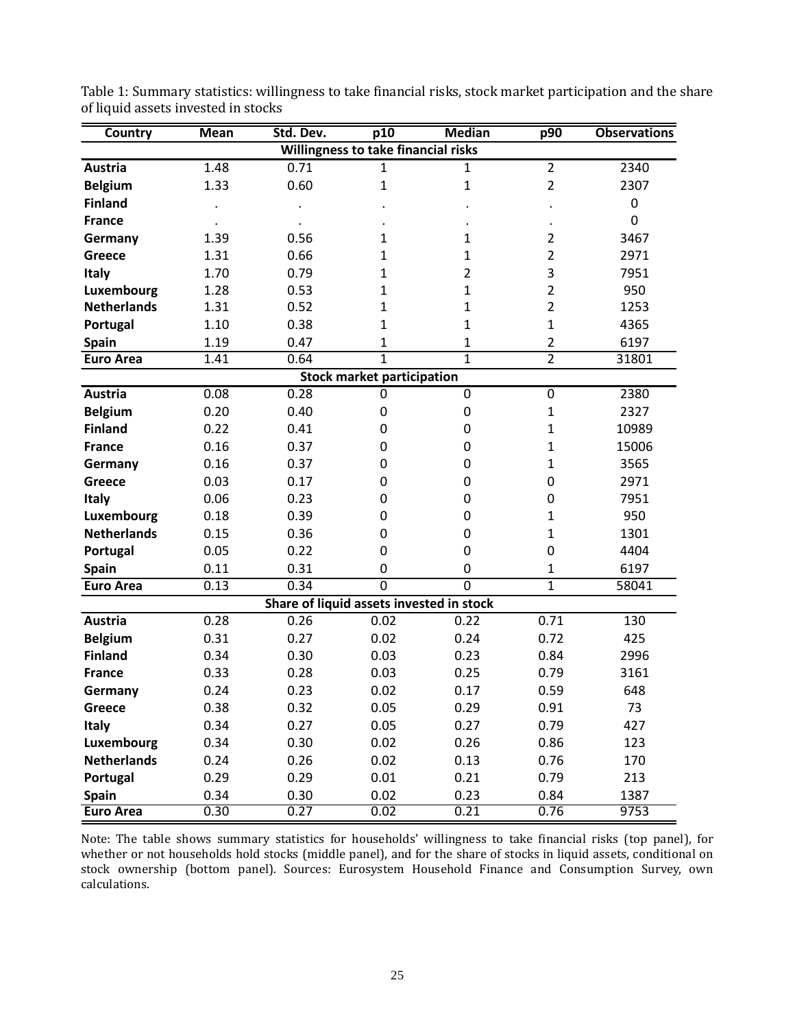Table 1: Summary statistics: willingness to take financial risks, stock market participation and the share of liquid assets invested in stocks

| Country | Mean | Std. Dev. | p10 | Median | p90 | Observations |
|---|---|---|---|---|---|---|
| **Willingness to take financial risks** | | | | | | |
| **Austria** | 1.48 | 0.71 | 1 | 1 | 2 | 2340 |
| **Belgium** | 1.33 | 0.60 | 1 | 1 | 2 | 2307 |
| **Finland** | . | . | . | . | . | 0 |
| **France** | . | . | . | . | . | 0 |
| **Germany** | 1.39 | 0.56 | 1 | 1 | 2 | 3467 |
| **Greece** | 1.31 | 0.66 | 1 | 1 | 2 | 2971 |
| **Italy** | 1.70 | 0.79 | 1 | 2 | 3 | 7951 |
| **Luxembourg** | 1.28 | 0.53 | 1 | 1 | 2 | 950 |
| **Netherlands** | 1.31 | 0.52 | 1 | 1 | 2 | 1253 |
| **Portugal** | 1.10 | 0.38 | 1 | 1 | 1 | 4365 |
| **Spain** | 1.19 | 0.47 | 1 | 1 | 2 | 6197 |
| **Euro Area** | 1.41 | 0.64 | 1 | 1 | 2 | 31801 |
| **Stock market participation** | | | | | | |
| **Austria** | 0.08 | 0.28 | 0 | 0 | 0 | 2380 |
| **Belgium** | 0.20 | 0.40 | 0 | 0 | 1 | 2327 |
| **Finland** | 0.22 | 0.41 | 0 | 0 | 1 | 10989 |
| **France** | 0.16 | 0.37 | 0 | 0 | 1 | 15006 |
| **Germany** | 0.16 | 0.37 | 0 | 0 | 1 | 3565 |
| **Greece** | 0.03 | 0.17 | 0 | 0 | 0 | 2971 |
| **Italy** | 0.06 | 0.23 | 0 | 0 | 0 | 7951 |
| **Luxembourg** | 0.18 | 0.39 | 0 | 0 | 1 | 950 |
| **Netherlands** | 0.15 | 0.36 | 0 | 0 | 1 | 1301 |
| **Portugal** | 0.05 | 0.22 | 0 | 0 | 0 | 4404 |
| **Spain** | 0.11 | 0.31 | 0 | 0 | 1 | 6197 |
| **Euro Area** | 0.13 | 0.34 | 0 | 0 | 1 | 58041 |
| **Share of liquid assets invested in stock** | | | | | | |
| **Austria** | 0.28 | 0.26 | 0.02 | 0.22 | 0.71 | 130 |
| **Belgium** | 0.31 | 0.27 | 0.02 | 0.24 | 0.72 | 425 |
| **Finland** | 0.34 | 0.30 | 0.03 | 0.23 | 0.84 | 2996 |
| **France** | 0.33 | 0.28 | 0.03 | 0.25 | 0.79 | 3161 |
| **Germany** | 0.24 | 0.23 | 0.02 | 0.17 | 0.59 | 648 |
| **Greece** | 0.38 | 0.32 | 0.05 | 0.29 | 0.91 | 73 |
| **Italy** | 0.34 | 0.27 | 0.05 | 0.27 | 0.79 | 427 |
| **Luxembourg** | 0.34 | 0.30 | 0.02 | 0.26 | 0.86 | 123 |
| **Netherlands** | 0.24 | 0.26 | 0.02 | 0.13 | 0.76 | 170 |
| **Portugal** | 0.29 | 0.29 | 0.01 | 0.21 | 0.79 | 213 |
| **Spain** | 0.34 | 0.30 | 0.02 | 0.23 | 0.84 | 1387 |
| **Euro Area** | 0.30 | 0.27 | 0.02 | 0.21 | 0.76 | 9753 |

Note: The table shows summary statistics for households' willingness to take financial risks (top panel), for whether or not households hold stocks (middle panel), and for the share of stocks in liquid assets, conditional on stock ownership (bottom panel). Sources: Eurosystem Household Finance and Consumption Survey, own calculations.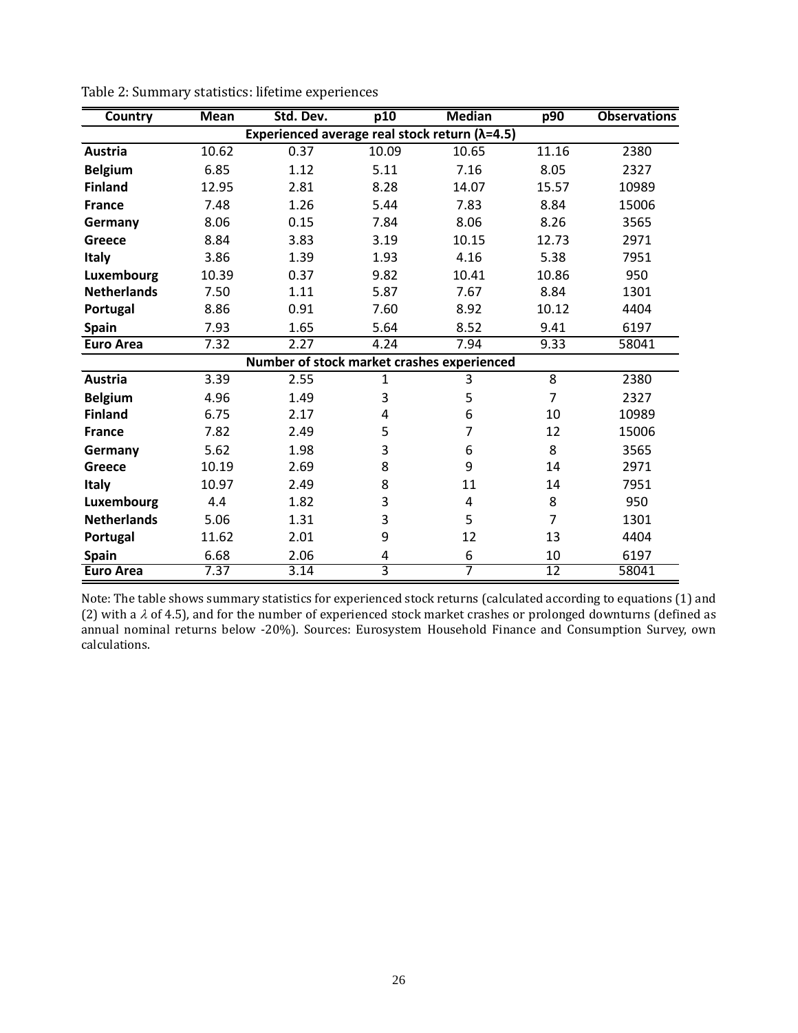Table 2: Summary statistics: lifetime experiences

| Country | Mean | Std. Dev. | p10 | Median | p90 | Observations |
|---|---|---|---|---|---|---|
| **Experienced average real stock return (λ=4.5)** | | | | | | |
| **Austria** | 10.62 | 0.37 | 10.09 | 10.65 | 11.16 | 2380 |
| **Belgium** | 6.85 | 1.12 | 5.11 | 7.16 | 8.05 | 2327 |
| **Finland** | 12.95 | 2.81 | 8.28 | 14.07 | 15.57 | 10989 |
| **France** | 7.48 | 1.26 | 5.44 | 7.83 | 8.84 | 15006 |
| **Germany** | 8.06 | 0.15 | 7.84 | 8.06 | 8.26 | 3565 |
| **Greece** | 8.84 | 3.83 | 3.19 | 10.15 | 12.73 | 2971 |
| **Italy** | 3.86 | 1.39 | 1.93 | 4.16 | 5.38 | 7951 |
| **Luxembourg** | 10.39 | 0.37 | 9.82 | 10.41 | 10.86 | 950 |
| **Netherlands** | 7.50 | 1.11 | 5.87 | 7.67 | 8.84 | 1301 |
| **Portugal** | 8.86 | 0.91 | 7.60 | 8.92 | 10.12 | 4404 |
| **Spain** | 7.93 | 1.65 | 5.64 | 8.52 | 9.41 | 6197 |
| **Euro Area** | 7.32 | 2.27 | 4.24 | 7.94 | 9.33 | 58041 |
| **Number of stock market crashes experienced** | | | | | | |
| **Austria** | 3.39 | 2.55 | 1 | 3 | 8 | 2380 |
| **Belgium** | 4.96 | 1.49 | 3 | 5 | 7 | 2327 |
| **Finland** | 6.75 | 2.17 | 4 | 6 | 10 | 10989 |
| **France** | 7.82 | 2.49 | 5 | 7 | 12 | 15006 |
| **Germany** | 5.62 | 1.98 | 3 | 6 | 8 | 3565 |
| **Greece** | 10.19 | 2.69 | 8 | 9 | 14 | 2971 |
| **Italy** | 10.97 | 2.49 | 8 | 11 | 14 | 7951 |
| **Luxembourg** | 4.4 | 1.82 | 3 | 4 | 8 | 950 |
| **Netherlands** | 5.06 | 1.31 | 3 | 5 | 7 | 1301 |
| **Portugal** | 11.62 | 2.01 | 9 | 12 | 13 | 4404 |
| **Spain** | 6.68 | 2.06 | 4 | 6 | 10 | 6197 |
| **Euro Area** | 7.37 | 3.14 | 3 | 7 | 12 | 58041 |

Note: The table shows summary statistics for experienced stock returns (calculated according to equations (1) and (2) with a $\lambda$ of 4.5), and for the number of experienced stock market crashes or prolonged downturns (defined as annual nominal returns below -20%). Sources: Eurosystem Household Finance and Consumption Survey, own calculations.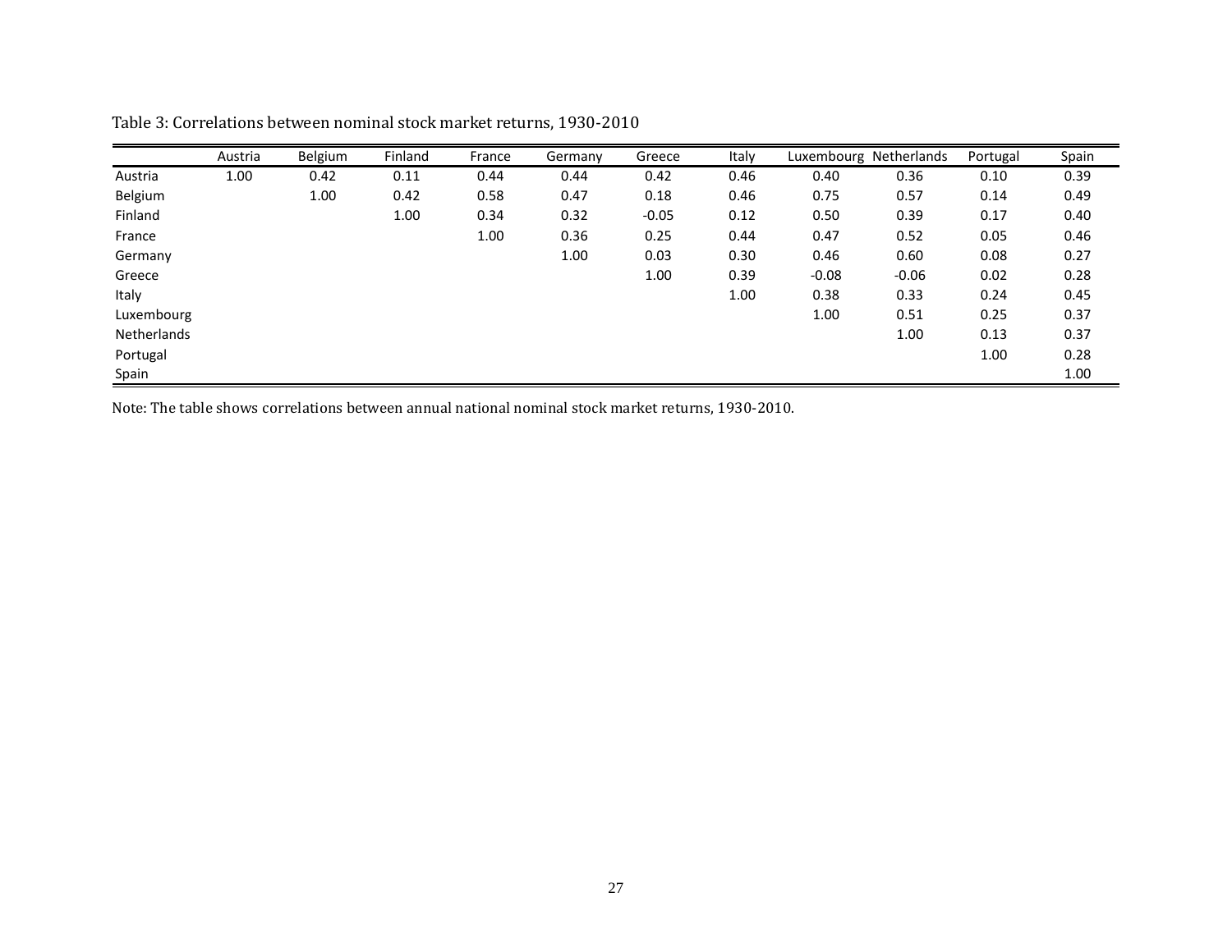Table 3: Correlations between nominal stock market returns, 1930-2010

| | Austria | Belgium | Finland | France | Germany | Greece | Italy | Luxembourg | Netherlands | Portugal | Spain |
|---|---|---|---|---|---|---|---|---|---|---|---|
| Austria | 1.00 | 0.42 | 0.11 | 0.44 | 0.44 | 0.42 | 0.46 | 0.40 | 0.36 | 0.10 | 0.39 |
| Belgium | | 1.00 | 0.42 | 0.58 | 0.47 | 0.18 | 0.46 | 0.75 | 0.57 | 0.14 | 0.49 |
| Finland | | | 1.00 | 0.34 | 0.32 | -0.05 | 0.12 | 0.50 | 0.39 | 0.17 | 0.40 |
| France | | | | 1.00 | 0.36 | 0.25 | 0.44 | 0.47 | 0.52 | 0.05 | 0.46 |
| Germany | | | | | 1.00 | 0.03 | 0.30 | 0.46 | 0.60 | 0.08 | 0.27 |
| Greece | | | | | | 1.00 | 0.39 | -0.08 | -0.06 | 0.02 | 0.28 |
| Italy | | | | | | | 1.00 | 0.38 | 0.33 | 0.24 | 0.45 |
| Luxembourg | | | | | | | | 1.00 | 0.51 | 0.25 | 0.37 |
| Netherlands | | | | | | | | | 1.00 | 0.13 | 0.37 |
| Portugal | | | | | | | | | | 1.00 | 0.28 |
| Spain | | | | | | | | | | | 1.00 |

Note: The table shows correlations between annual national nominal stock market returns, 1930-2010.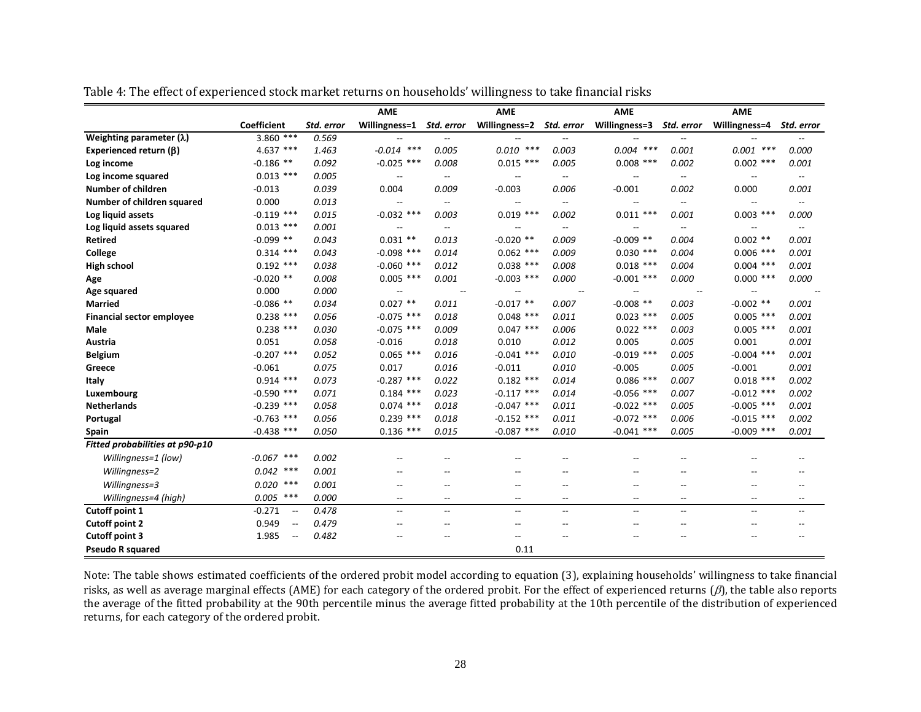Table 4: The effect of experienced stock market returns on households' willingness to take financial risks

| | Coefficient | Std. error | AME Willingness=1 | Std. error | AME Willingness=2 | Std. error | AME Willingness=3 | Std. error | AME Willingness=4 | Std. error |
|---|---|---|---|---|---|---|---|---|---|---|
| **Weighting parameter (λ)** | 3.860 *** | 0.569 | -- | -- | -- | -- | -- | -- | -- | -- |
| **Experienced return (β)** | 4.637 *** | 1.463 | -0.014 *** | 0.005 | 0.010 *** | 0.003 | 0.004 *** | 0.001 | 0.001 *** | 0.000 |
| **Log income** | -0.186 ** | 0.092 | -0.025 *** | 0.008 | 0.015 *** | 0.005 | 0.008 *** | 0.002 | 0.002 *** | 0.001 |
| **Log income squared** | 0.013 *** | 0.005 | -- | -- | -- | -- | -- | -- | -- | -- |
| **Number of children** | -0.013 | 0.039 | 0.004 | 0.009 | -0.003 | 0.006 | -0.001 | 0.002 | 0.000 | 0.001 |
| **Number of children squared** | 0.000 | 0.013 | -- | -- | -- | -- | -- | -- | -- | -- |
| **Log liquid assets** | -0.119 *** | 0.015 | -0.032 *** | 0.003 | 0.019 *** | 0.002 | 0.011 *** | 0.001 | 0.003 *** | 0.000 |
| **Log liquid assets squared** | 0.013 *** | 0.001 | -- | -- | -- | -- | -- | -- | -- | -- |
| **Retired** | -0.099 ** | 0.043 | 0.031 ** | 0.013 | -0.020 ** | 0.009 | -0.009 ** | 0.004 | 0.002 ** | 0.001 |
| **College** | 0.314 *** | 0.043 | -0.098 *** | 0.014 | 0.062 *** | 0.009 | 0.030 *** | 0.004 | 0.006 *** | 0.001 |
| **High school** | 0.192 *** | 0.038 | -0.060 *** | 0.012 | 0.038 *** | 0.008 | 0.018 *** | 0.004 | 0.004 *** | 0.001 |
| **Age** | -0.020 ** | 0.008 | 0.005 *** | 0.001 | -0.003 *** | 0.000 | -0.001 *** | 0.000 | 0.000 *** | 0.000 |
| **Age squared** | 0.000 | 0.000 | -- | -- | -- | -- | -- | -- | -- | -- |
| **Married** | -0.086 ** | 0.034 | 0.027 ** | 0.011 | -0.017 ** | 0.007 | -0.008 ** | 0.003 | -0.002 ** | 0.001 |
| **Financial sector employee** | 0.238 *** | 0.056 | -0.075 *** | 0.018 | 0.048 *** | 0.011 | 0.023 *** | 0.005 | 0.005 *** | 0.001 |
| **Male** | 0.238 *** | 0.030 | -0.075 *** | 0.009 | 0.047 *** | 0.006 | 0.022 *** | 0.003 | 0.005 *** | 0.001 |
| **Austria** | 0.051 | 0.058 | -0.016 | 0.018 | 0.010 | 0.012 | 0.005 | 0.005 | 0.001 | 0.001 |
| **Belgium** | -0.207 *** | 0.052 | 0.065 *** | 0.016 | -0.041 *** | 0.010 | -0.019 *** | 0.005 | -0.004 *** | 0.001 |
| **Greece** | -0.061 | 0.075 | 0.017 | 0.016 | -0.011 | 0.010 | -0.005 | 0.005 | -0.001 | 0.001 |
| **Italy** | 0.914 *** | 0.073 | -0.287 *** | 0.022 | 0.182 *** | 0.014 | 0.086 *** | 0.007 | 0.018 *** | 0.002 |
| **Luxembourg** | -0.590 *** | 0.071 | 0.184 *** | 0.023 | -0.117 *** | 0.014 | -0.056 *** | 0.007 | -0.012 *** | 0.002 |
| **Netherlands** | -0.239 *** | 0.058 | 0.074 *** | 0.018 | -0.047 *** | 0.011 | -0.022 *** | 0.005 | -0.005 *** | 0.001 |
| **Portugal** | -0.763 *** | 0.056 | 0.239 *** | 0.018 | -0.152 *** | 0.011 | -0.072 *** | 0.006 | -0.015 *** | 0.002 |
| **Spain** | -0.438 *** | 0.050 | 0.136 *** | 0.015 | -0.087 *** | 0.010 | -0.041 *** | 0.005 | -0.009 *** | 0.001 |
| ***Fitted probabilities at p90-p10*** | | | | | | | | | | |
| *Willingness=1 (low)* | -0.067 *** | 0.002 | -- | -- | -- | -- | -- | -- | -- | -- |
| *Willingness=2* | 0.042 *** | 0.001 | -- | -- | -- | -- | -- | -- | -- | -- |
| *Willingness=3* | 0.020 *** | 0.001 | -- | -- | -- | -- | -- | -- | -- | -- |
| *Willingness=4 (high)* | 0.005 *** | 0.000 | -- | -- | -- | -- | -- | -- | -- | -- |
| **Cutoff point 1** | -0.271 -- | 0.478 | -- | -- | -- | -- | -- | -- | -- | -- |
| **Cutoff point 2** | 0.949 -- | 0.479 | -- | -- | -- | -- | -- | -- | -- | -- |
| **Cutoff point 3** | 1.985 -- | 0.482 | -- | -- | -- | -- | -- | -- | -- | -- |
| **Pseudo R squared** | | | | | 0.11 | | | | | |

Note: The table shows estimated coefficients of the ordered probit model according to equation (3), explaining households' willingness to take financial risks, as well as average marginal effects (AME) for each category of the ordered probit. For the effect of experienced returns ($\beta$), the table also reports the average of the fitted probability at the 90th percentile minus the average fitted probability at the 10th percentile of the distribution of experienced returns, for each category of the ordered probit.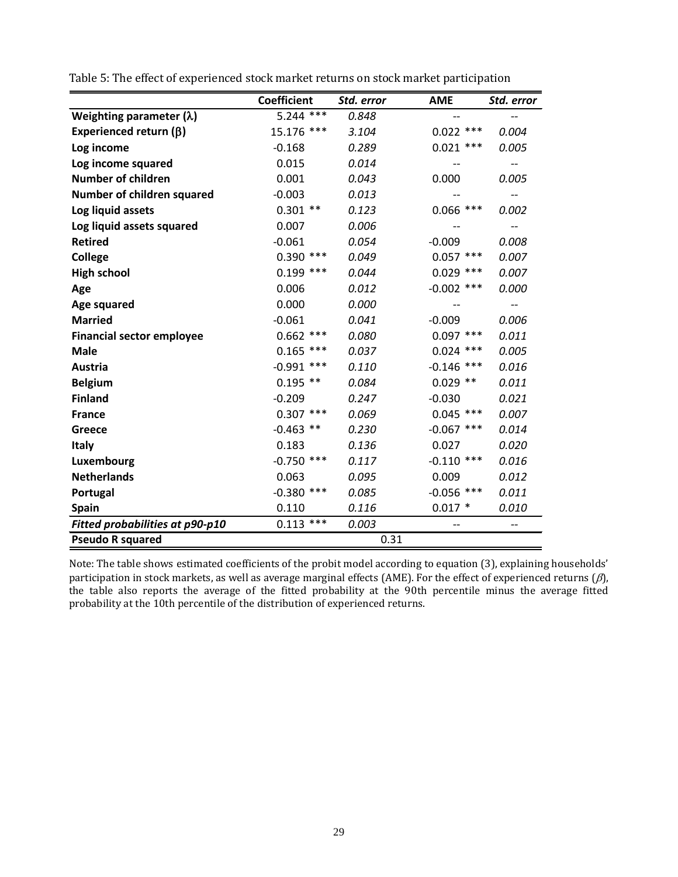Table 5: The effect of experienced stock market returns on stock market participation

| | Coefficient | *Std. error* | AME | *Std. error* |
|---|---|---|---|---|
| **Weighting parameter ($\lambda$)** | 5.244 *** | *0.848* | -- | -- |
| **Experienced return ($\beta$)** | 15.176 *** | *3.104* | 0.022 *** | *0.004* |
| **Log income** | -0.168 | *0.289* | 0.021 *** | *0.005* |
| **Log income squared** | 0.015 | *0.014* | -- | -- |
| **Number of children** | 0.001 | *0.043* | 0.000 | *0.005* |
| **Number of children squared** | -0.003 | *0.013* | -- | -- |
| **Log liquid assets** | 0.301 ** | *0.123* | 0.066 *** | *0.002* |
| **Log liquid assets squared** | 0.007 | *0.006* | -- | -- |
| **Retired** | -0.061 | *0.054* | -0.009 | *0.008* |
| **College** | 0.390 *** | *0.049* | 0.057 *** | *0.007* |
| **High school** | 0.199 *** | *0.044* | 0.029 *** | *0.007* |
| **Age** | 0.006 | *0.012* | -0.002 *** | *0.000* |
| **Age squared** | 0.000 | *0.000* | -- | -- |
| **Married** | -0.061 | *0.041* | -0.009 | *0.006* |
| **Financial sector employee** | 0.662 *** | *0.080* | 0.097 *** | *0.011* |
| **Male** | 0.165 *** | *0.037* | 0.024 *** | *0.005* |
| **Austria** | -0.991 *** | *0.110* | -0.146 *** | *0.016* |
| **Belgium** | 0.195 ** | *0.084* | 0.029 ** | *0.011* |
| **Finland** | -0.209 | *0.247* | -0.030 | *0.021* |
| **France** | 0.307 *** | *0.069* | 0.045 *** | *0.007* |
| **Greece** | -0.463 ** | *0.230* | -0.067 *** | *0.014* |
| **Italy** | 0.183 | *0.136* | 0.027 | *0.020* |
| **Luxembourg** | -0.750 *** | *0.117* | -0.110 *** | *0.016* |
| **Netherlands** | 0.063 | *0.095* | 0.009 | *0.012* |
| **Portugal** | -0.380 *** | *0.085* | -0.056 *** | *0.011* |
| **Spain** | 0.110 | *0.116* | 0.017 * | *0.010* |
| ***Fitted probabilities at p90-p10*** | 0.113 *** | *0.003* | -- | -- |
| **Pseudo R squared** | | 0.31 | | |

Note: The table shows estimated coefficients of the probit model according to equation (3), explaining households' participation in stock markets, as well as average marginal effects (AME). For the effect of experienced returns ($\beta$), the table also reports the average of the fitted probability at the 90th percentile minus the average fitted probability at the 10th percentile of the distribution of experienced returns.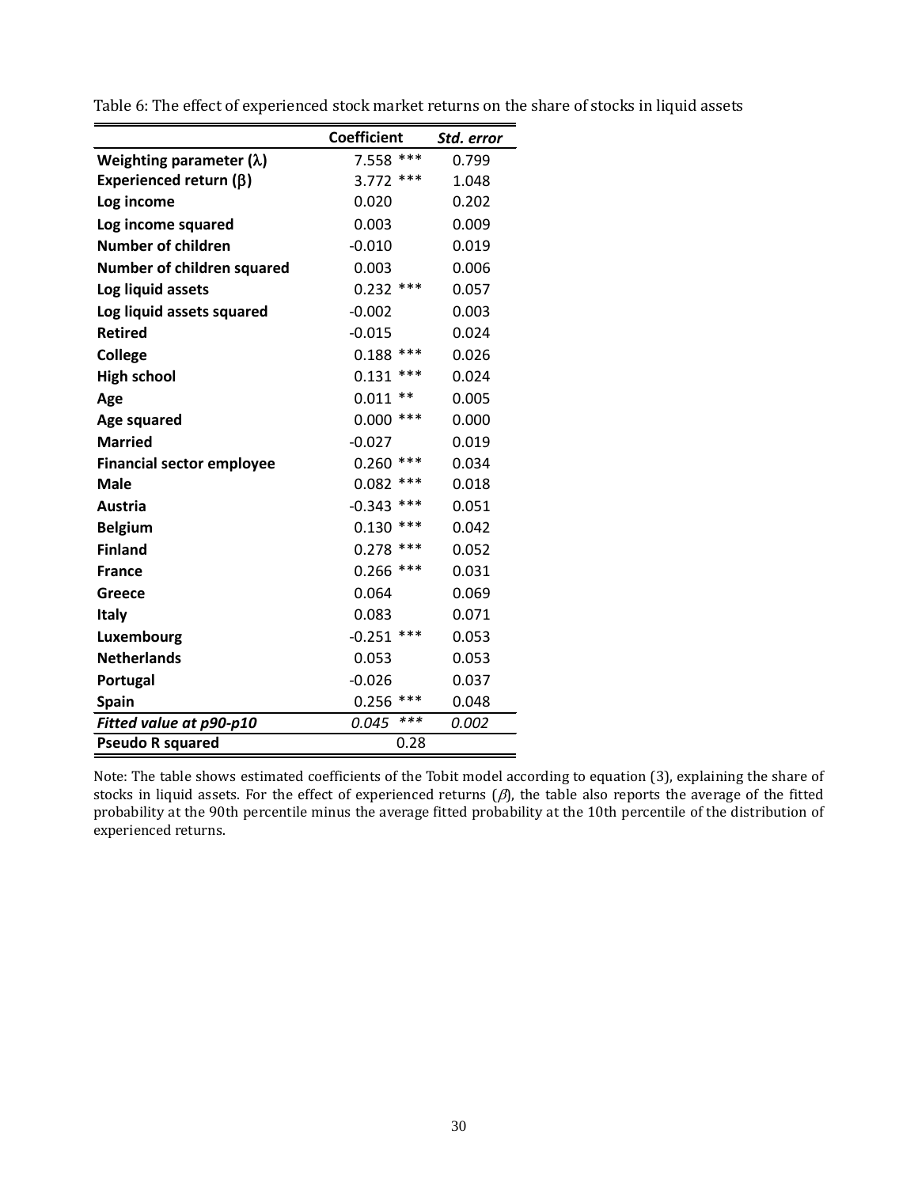Table 6: The effect of experienced stock market returns on the share of stocks in liquid assets

| | Coefficient | Std. error |
|---|---|---|
| **Weighting parameter ($\lambda$)** | 7.558 *** | 0.799 |
| **Experienced return ($\beta$)** | 3.772 *** | 1.048 |
| **Log income** | 0.020 | 0.202 |
| **Log income squared** | 0.003 | 0.009 |
| **Number of children** | -0.010 | 0.019 |
| **Number of children squared** | 0.003 | 0.006 |
| **Log liquid assets** | 0.232 *** | 0.057 |
| **Log liquid assets squared** | -0.002 | 0.003 |
| **Retired** | -0.015 | 0.024 |
| **College** | 0.188 *** | 0.026 |
| **High school** | 0.131 *** | 0.024 |
| **Age** | 0.011 ** | 0.005 |
| **Age squared** | 0.000 *** | 0.000 |
| **Married** | -0.027 | 0.019 |
| **Financial sector employee** | 0.260 *** | 0.034 |
| **Male** | 0.082 *** | 0.018 |
| **Austria** | -0.343 *** | 0.051 |
| **Belgium** | 0.130 *** | 0.042 |
| **Finland** | 0.278 *** | 0.052 |
| **France** | 0.266 *** | 0.031 |
| **Greece** | 0.064 | 0.069 |
| **Italy** | 0.083 | 0.071 |
| **Luxembourg** | -0.251 *** | 0.053 |
| **Netherlands** | 0.053 | 0.053 |
| **Portugal** | -0.026 | 0.037 |
| **Spain** | 0.256 *** | 0.048 |
| ***Fitted value at p90-p10*** | *0.045 **** | *0.002* |
| **Pseudo R squared** | 0.28 | |

Note: The table shows estimated coefficients of the Tobit model according to equation (3), explaining the share of stocks in liquid assets. For the effect of experienced returns ($\beta$), the table also reports the average of the fitted probability at the 90th percentile minus the average fitted probability at the 10th percentile of the distribution of experienced returns.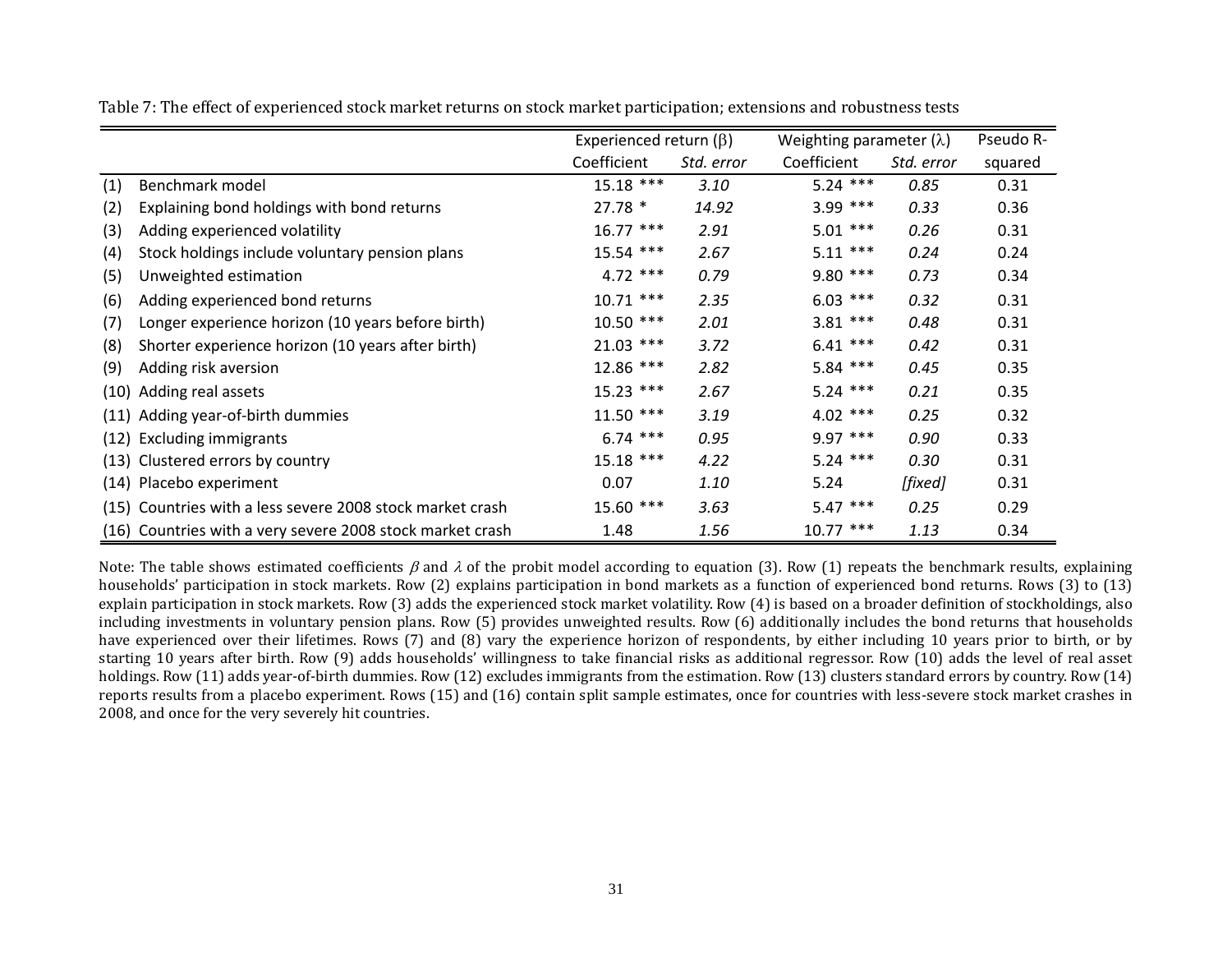Table 7: The effect of experienced stock market returns on stock market participation; extensions and robustness tests

| | | Experienced return ($\beta$) | | Weighting parameter ($\lambda$) | | Pseudo R-squared |
|---|---|---|---|---|---|---|
| | | Coefficient | *Std. error* | Coefficient | *Std. error* | |
| (1) | Benchmark model | 15.18 *** | *3.10* | 5.24 *** | *0.85* | 0.31 |
| (2) | Explaining bond holdings with bond returns | 27.78 * | *14.92* | 3.99 *** | *0.33* | 0.36 |
| (3) | Adding experienced volatility | 16.77 *** | *2.91* | 5.01 *** | *0.26* | 0.31 |
| (4) | Stock holdings include voluntary pension plans | 15.54 *** | *2.67* | 5.11 *** | *0.24* | 0.24 |
| (5) | Unweighted estimation | 4.72 *** | *0.79* | 9.80 *** | *0.73* | 0.34 |
| (6) | Adding experienced bond returns | 10.71 *** | *2.35* | 6.03 *** | *0.32* | 0.31 |
| (7) | Longer experience horizon (10 years before birth) | 10.50 *** | *2.01* | 3.81 *** | *0.48* | 0.31 |
| (8) | Shorter experience horizon (10 years after birth) | 21.03 *** | *3.72* | 6.41 *** | *0.42* | 0.31 |
| (9) | Adding risk aversion | 12.86 *** | *2.82* | 5.84 *** | *0.45* | 0.35 |
| (10) | Adding real assets | 15.23 *** | *2.67* | 5.24 *** | *0.21* | 0.35 |
| (11) | Adding year-of-birth dummies | 11.50 *** | *3.19* | 4.02 *** | *0.25* | 0.32 |
| (12) | Excluding immigrants | 6.74 *** | *0.95* | 9.97 *** | *0.90* | 0.33 |
| (13) | Clustered errors by country | 15.18 *** | *4.22* | 5.24 *** | *0.30* | 0.31 |
| (14) | Placebo experiment | 0.07 | *1.10* | 5.24 | *[fixed]* | 0.31 |
| (15) | Countries with a less severe 2008 stock market crash | 15.60 *** | *3.63* | 5.47 *** | *0.25* | 0.29 |
| (16) | Countries with a very severe 2008 stock market crash | 1.48 | *1.56* | 10.77 *** | *1.13* | 0.34 |

Note: The table shows estimated coefficients $\beta$ and $\lambda$ of the probit model according to equation (3). Row (1) repeats the benchmark results, explaining households' participation in stock markets. Row (2) explains participation in bond markets as a function of experienced bond returns. Rows (3) to (13) explain participation in stock markets. Row (3) adds the experienced stock market volatility. Row (4) is based on a broader definition of stockholdings, also including investments in voluntary pension plans. Row (5) provides unweighted results. Row (6) additionally includes the bond returns that households have experienced over their lifetimes. Rows (7) and (8) vary the experience horizon of respondents, by either including 10 years prior to birth, or by starting 10 years after birth. Row (9) adds households' willingness to take financial risks as additional regressor. Row (10) adds the level of real asset holdings. Row (11) adds year-of-birth dummies. Row (12) excludes immigrants from the estimation. Row (13) clusters standard errors by country. Row (14) reports results from a placebo experiment. Rows (15) and (16) contain split sample estimates, once for countries with less-severe stock market crashes in 2008, and once for the very severely hit countries.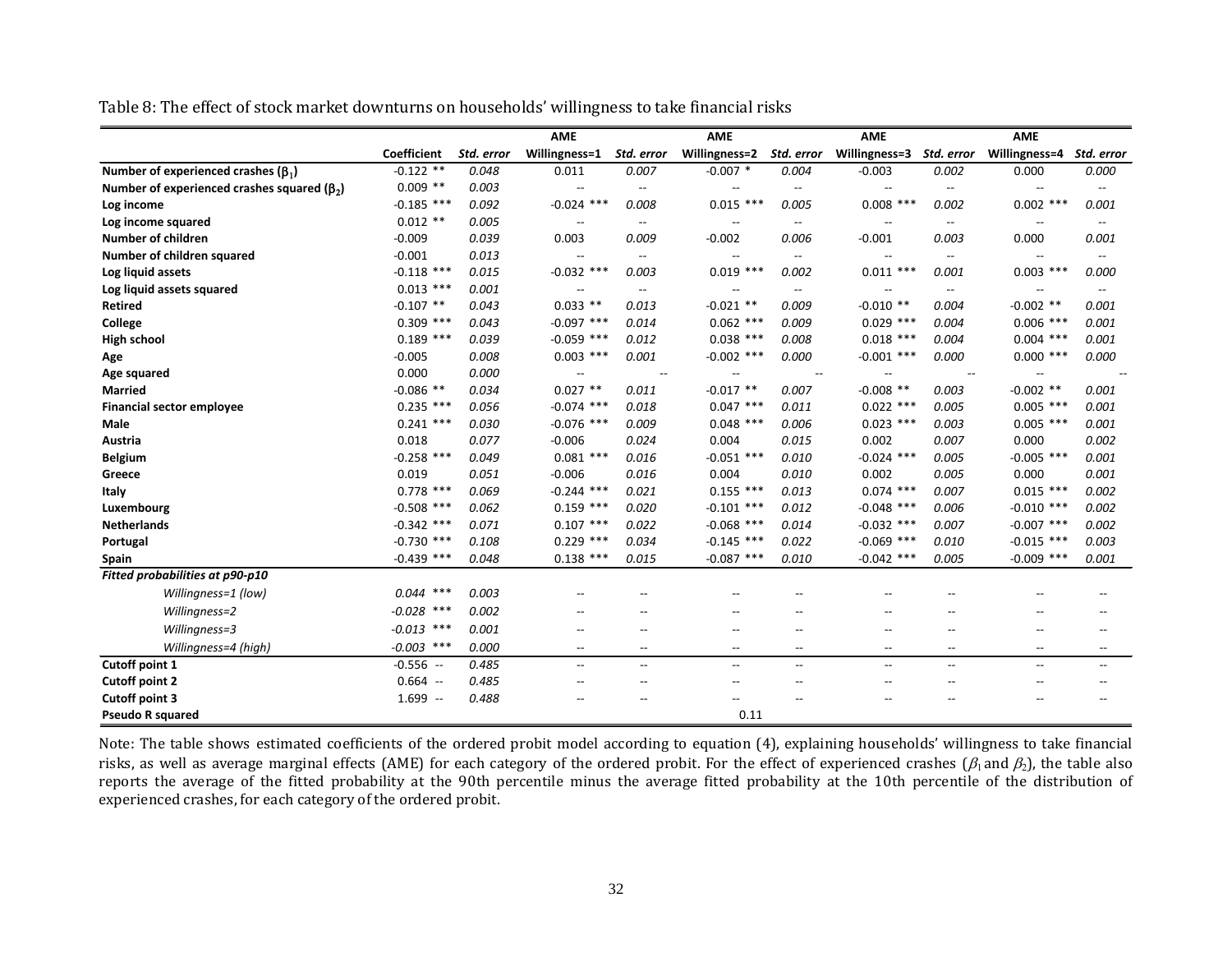Table 8: The effect of stock market downturns on households' willingness to take financial risks

| | Coefficient | Std. error | AME Willingness=1 | Std. error | AME Willingness=2 | Std. error | AME Willingness=3 | Std. error | AME Willingness=4 | Std. error |
|---|---|---|---|---|---|---|---|---|---|---|
| **Number of experienced crashes ($\beta_1$)** | -0.122 ** | *0.048* | 0.011 | *0.007* | -0.007 * | *0.004* | -0.003 | *0.002* | 0.000 | *0.000* |
| **Number of experienced crashes squared ($\beta_2$)** | 0.009 ** | *0.003* | -- | -- | -- | -- | -- | -- | -- | -- |
| **Log income** | -0.185 *** | *0.092* | -0.024 *** | *0.008* | 0.015 *** | *0.005* | 0.008 *** | *0.002* | 0.002 *** | *0.001* |
| **Log income squared** | 0.012 ** | *0.005* | -- | -- | -- | -- | -- | -- | -- | -- |
| **Number of children** | -0.009 | *0.039* | 0.003 | *0.009* | -0.002 | *0.006* | -0.001 | *0.003* | 0.000 | *0.001* |
| **Number of children squared** | -0.001 | *0.013* | -- | -- | -- | -- | -- | -- | -- | -- |
| **Log liquid assets** | -0.118 *** | *0.015* | -0.032 *** | *0.003* | 0.019 *** | *0.002* | 0.011 *** | *0.001* | 0.003 *** | *0.000* |
| **Log liquid assets squared** | 0.013 *** | *0.001* | -- | -- | -- | -- | -- | -- | -- | -- |
| **Retired** | -0.107 ** | *0.043* | 0.033 ** | *0.013* | -0.021 ** | *0.009* | -0.010 ** | *0.004* | -0.002 ** | *0.001* |
| **College** | 0.309 *** | *0.043* | -0.097 *** | *0.014* | 0.062 *** | *0.009* | 0.029 *** | *0.004* | 0.006 *** | *0.001* |
| **High school** | 0.189 *** | *0.039* | -0.059 *** | *0.012* | 0.038 *** | *0.008* | 0.018 *** | *0.004* | 0.004 *** | *0.001* |
| **Age** | -0.005 | *0.008* | 0.003 *** | *0.001* | -0.002 *** | *0.000* | -0.001 *** | *0.000* | 0.000 *** | *0.000* |
| **Age squared** | 0.000 | *0.000* | -- | -- | -- | -- | -- | -- | -- | -- |
| **Married** | -0.086 ** | *0.034* | 0.027 ** | *0.011* | -0.017 ** | *0.007* | -0.008 ** | *0.003* | -0.002 ** | *0.001* |
| **Financial sector employee** | 0.235 *** | *0.056* | -0.074 *** | *0.018* | 0.047 *** | *0.011* | 0.022 *** | *0.005* | 0.005 *** | *0.001* |
| **Male** | 0.241 *** | *0.030* | -0.076 *** | *0.009* | 0.048 *** | *0.006* | 0.023 *** | *0.003* | 0.005 *** | *0.001* |
| **Austria** | 0.018 | *0.077* | -0.006 | *0.024* | 0.004 | *0.015* | 0.002 | *0.007* | 0.000 | *0.002* |
| **Belgium** | -0.258 *** | *0.049* | 0.081 *** | *0.016* | -0.051 *** | *0.010* | -0.024 *** | *0.005* | -0.005 *** | *0.001* |
| **Greece** | 0.019 | *0.051* | -0.006 | *0.016* | 0.004 | *0.010* | 0.002 | *0.005* | 0.000 | *0.001* |
| **Italy** | 0.778 *** | *0.069* | -0.244 *** | *0.021* | 0.155 *** | *0.013* | 0.074 *** | *0.007* | 0.015 *** | *0.002* |
| **Luxembourg** | -0.508 *** | *0.062* | 0.159 *** | *0.020* | -0.101 *** | *0.012* | -0.048 *** | *0.006* | -0.010 *** | *0.002* |
| **Netherlands** | -0.342 *** | *0.071* | 0.107 *** | *0.022* | -0.068 *** | *0.014* | -0.032 *** | *0.007* | -0.007 *** | *0.002* |
| **Portugal** | -0.730 *** | *0.108* | 0.229 *** | *0.034* | -0.145 *** | *0.022* | -0.069 *** | *0.010* | -0.015 *** | *0.003* |
| **Spain** | -0.439 *** | *0.048* | 0.138 *** | *0.015* | -0.087 *** | *0.010* | -0.042 *** | *0.005* | -0.009 *** | *0.001* |
| ***Fitted probabilities at p90-p10*** | | | | | | | | | | |
| *Willingness=1 (low)* | *0.044 **** | *0.003* | -- | -- | -- | -- | -- | -- | -- | -- |
| *Willingness=2* | *-0.028 **** | *0.002* | -- | -- | -- | -- | -- | -- | -- | -- |
| *Willingness=3* | *-0.013 **** | *0.001* | -- | -- | -- | -- | -- | -- | -- | -- |
| *Willingness=4 (high)* | *-0.003 **** | *0.000* | -- | -- | -- | -- | -- | -- | -- | -- |
| **Cutoff point 1** | -0.556 -- | *0.485* | -- | -- | -- | -- | -- | -- | -- | -- |
| **Cutoff point 2** | 0.664 -- | *0.485* | -- | -- | -- | -- | -- | -- | -- | -- |
| **Cutoff point 3** | 1.699 -- | *0.488* | -- | -- | -- | -- | -- | -- | -- | -- |
| **Pseudo R squared** | | | | | 0.11 | | | | | |

Note: The table shows estimated coefficients of the ordered probit model according to equation (4), explaining households' willingness to take financial risks, as well as average marginal effects (AME) for each category of the ordered probit. For the effect of experienced crashes ($\beta_1$ and $\beta_2$), the table also reports the average of the fitted probability at the 90th percentile minus the average fitted probability at the 10th percentile of the distribution of experienced crashes, for each category of the ordered probit.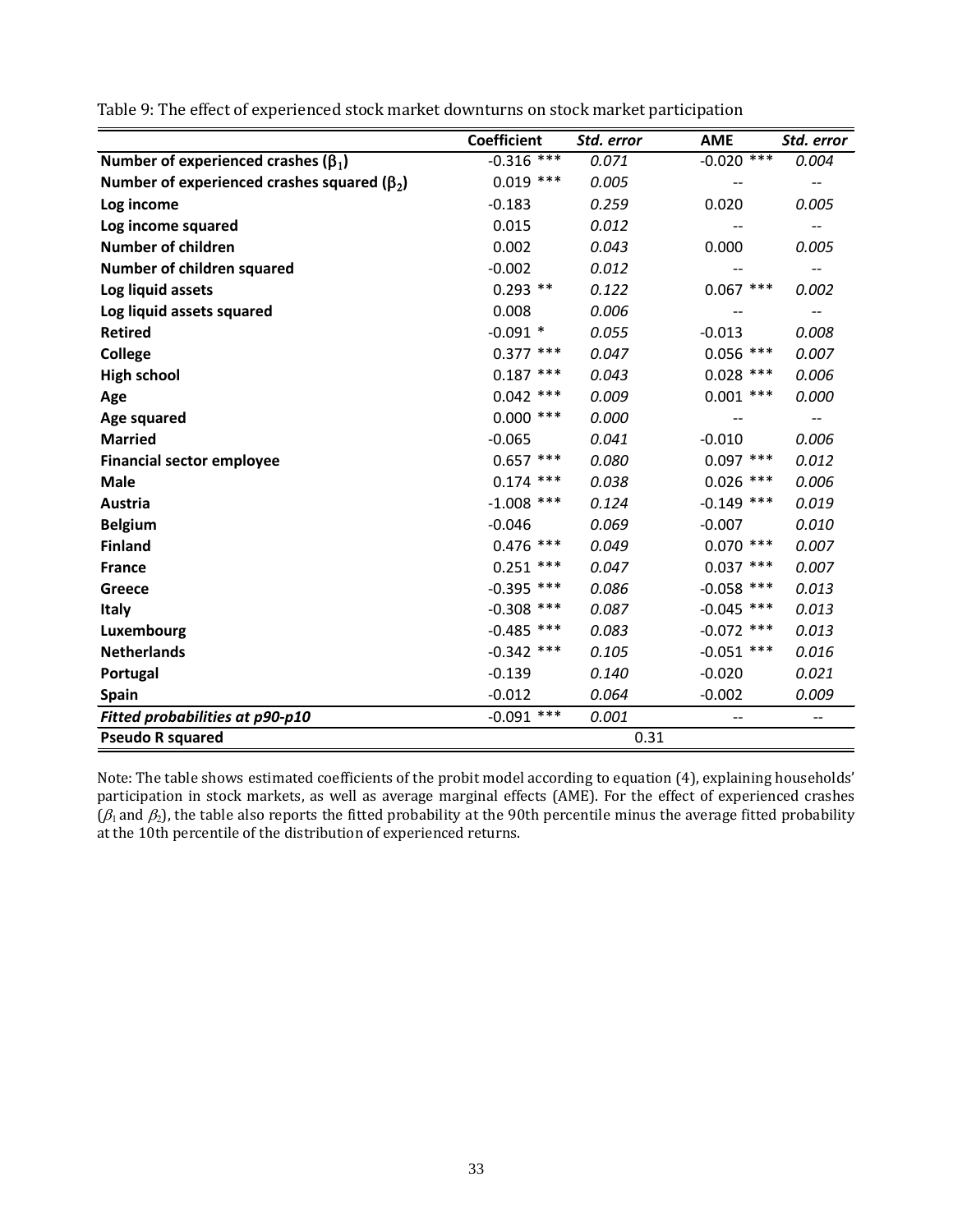Table 9: The effect of experienced stock market downturns on stock market participation

| | Coefficient | *Std. error* | AME | *Std. error* |
|---|---|---|---|---|
| **Number of experienced crashes ($\beta_1$)** | -0.316 *** | *0.071* | -0.020 *** | *0.004* |
| **Number of experienced crashes squared ($\beta_2$)** | 0.019 *** | *0.005* | -- | -- |
| **Log income** | -0.183 | *0.259* | 0.020 | *0.005* |
| **Log income squared** | 0.015 | *0.012* | -- | -- |
| **Number of children** | 0.002 | *0.043* | 0.000 | *0.005* |
| **Number of children squared** | -0.002 | *0.012* | -- | -- |
| **Log liquid assets** | 0.293 ** | *0.122* | 0.067 *** | *0.002* |
| **Log liquid assets squared** | 0.008 | *0.006* | -- | -- |
| **Retired** | -0.091 * | *0.055* | -0.013 | *0.008* |
| **College** | 0.377 *** | *0.047* | 0.056 *** | *0.007* |
| **High school** | 0.187 *** | *0.043* | 0.028 *** | *0.006* |
| **Age** | 0.042 *** | *0.009* | 0.001 *** | *0.000* |
| **Age squared** | 0.000 *** | *0.000* | -- | -- |
| **Married** | -0.065 | *0.041* | -0.010 | *0.006* |
| **Financial sector employee** | 0.657 *** | *0.080* | 0.097 *** | *0.012* |
| **Male** | 0.174 *** | *0.038* | 0.026 *** | *0.006* |
| **Austria** | -1.008 *** | *0.124* | -0.149 *** | *0.019* |
| **Belgium** | -0.046 | *0.069* | -0.007 | *0.010* |
| **Finland** | 0.476 *** | *0.049* | 0.070 *** | *0.007* |
| **France** | 0.251 *** | *0.047* | 0.037 *** | *0.007* |
| **Greece** | -0.395 *** | *0.086* | -0.058 *** | *0.013* |
| **Italy** | -0.308 *** | *0.087* | -0.045 *** | *0.013* |
| **Luxembourg** | -0.485 *** | *0.083* | -0.072 *** | *0.013* |
| **Netherlands** | -0.342 *** | *0.105* | -0.051 *** | *0.016* |
| **Portugal** | -0.139 | *0.140* | -0.020 | *0.021* |
| **Spain** | -0.012 | *0.064* | -0.002 | *0.009* |
| ***Fitted probabilities at p90-p10*** | -0.091 *** | *0.001* | -- | -- |
| **Pseudo R squared** | | 0.31 | | |

Note: The table shows estimated coefficients of the probit model according to equation (4), explaining households' participation in stock markets, as well as average marginal effects (AME). For the effect of experienced crashes ($\beta_1$ and $\beta_2$), the table also reports the fitted probability at the 90th percentile minus the average fitted probability at the 10th percentile of the distribution of experienced returns.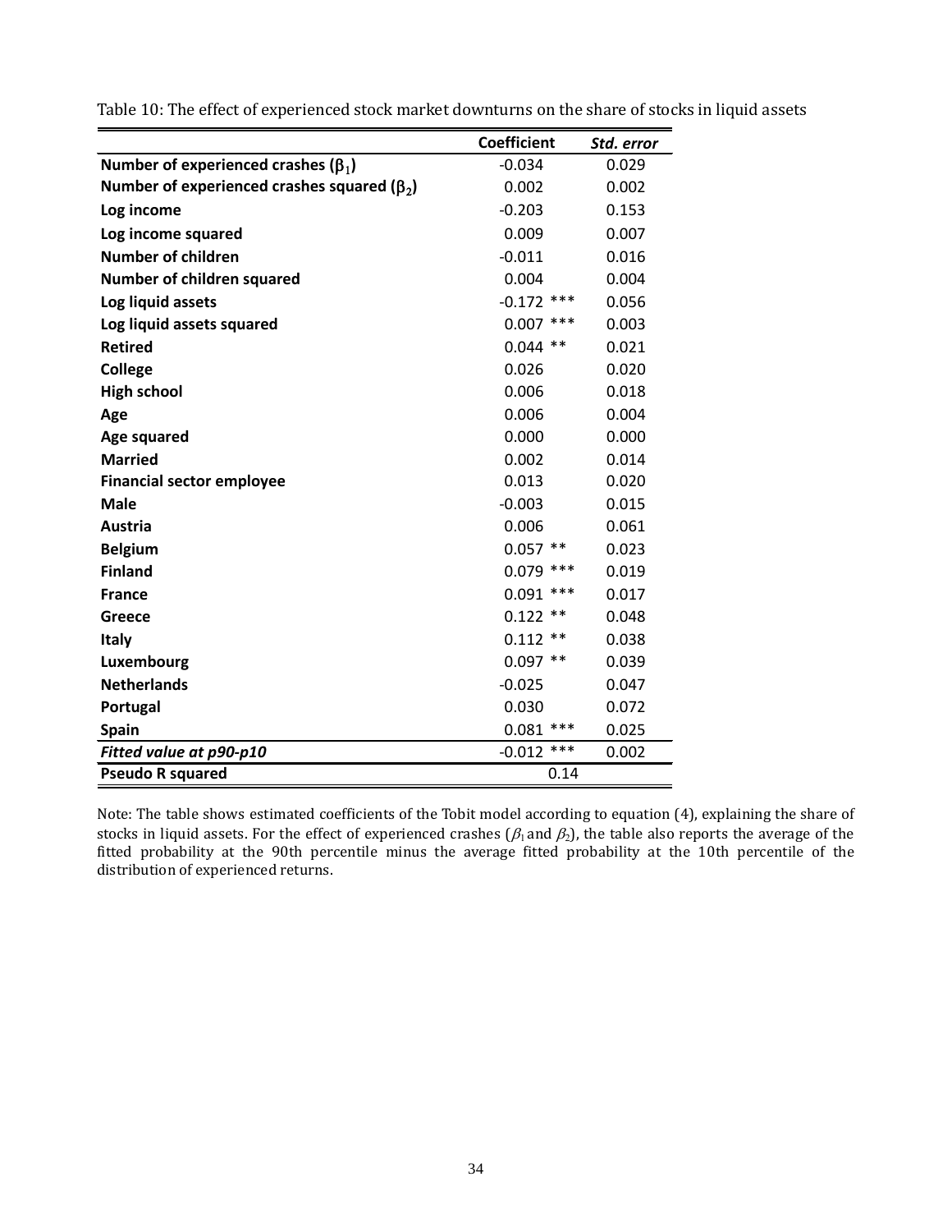Table 10: The effect of experienced stock market downturns on the share of stocks in liquid assets

| | Coefficient | Std. error |
|---|---|---|
| **Number of experienced crashes ($\beta_1$)** | -0.034 | 0.029 |
| **Number of experienced crashes squared ($\beta_2$)** | 0.002 | 0.002 |
| **Log income** | -0.203 | 0.153 |
| **Log income squared** | 0.009 | 0.007 |
| **Number of children** | -0.011 | 0.016 |
| **Number of children squared** | 0.004 | 0.004 |
| **Log liquid assets** | -0.172 *** | 0.056 |
| **Log liquid assets squared** | 0.007 *** | 0.003 |
| **Retired** | 0.044 ** | 0.021 |
| **College** | 0.026 | 0.020 |
| **High school** | 0.006 | 0.018 |
| **Age** | 0.006 | 0.004 |
| **Age squared** | 0.000 | 0.000 |
| **Married** | 0.002 | 0.014 |
| **Financial sector employee** | 0.013 | 0.020 |
| **Male** | -0.003 | 0.015 |
| **Austria** | 0.006 | 0.061 |
| **Belgium** | 0.057 ** | 0.023 |
| **Finland** | 0.079 *** | 0.019 |
| **France** | 0.091 *** | 0.017 |
| **Greece** | 0.122 ** | 0.048 |
| **Italy** | 0.112 ** | 0.038 |
| **Luxembourg** | 0.097 ** | 0.039 |
| **Netherlands** | -0.025 | 0.047 |
| **Portugal** | 0.030 | 0.072 |
| **Spain** | 0.081 *** | 0.025 |
| ***Fitted value at p90-p10*** | -0.012 *** | 0.002 |
| **Pseudo R squared** | 0.14 | |

Note: The table shows estimated coefficients of the Tobit model according to equation (4), explaining the share of stocks in liquid assets. For the effect of experienced crashes ($\beta_1$ and $\beta_2$), the table also reports the average of the fitted probability at the 90th percentile minus the average fitted probability at the 10th percentile of the distribution of experienced returns.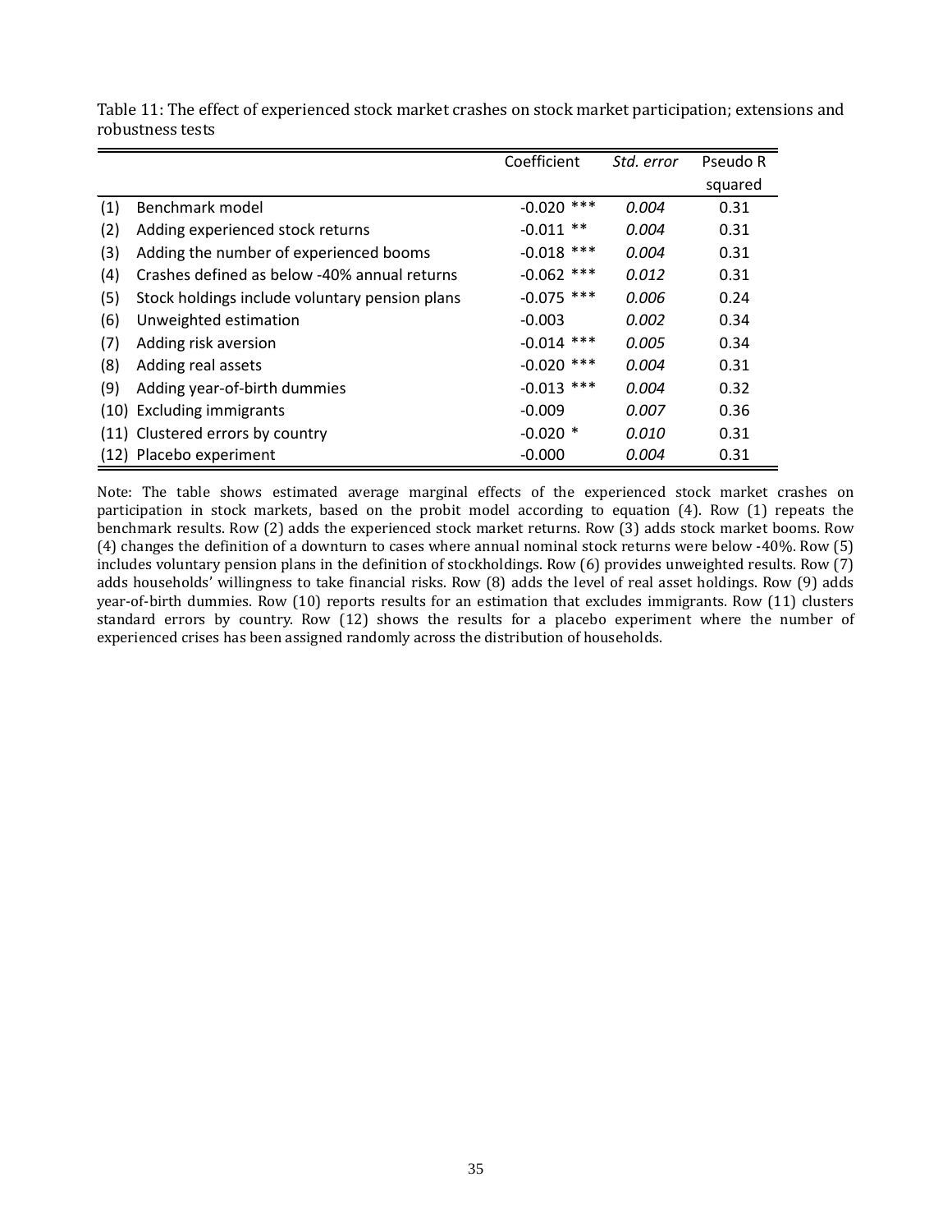Table 11: The effect of experienced stock market crashes on stock market participation; extensions and robustness tests

| | | Coefficient | *Std. error* | Pseudo R squared |
|---|---|---|---|---|
| (1) | Benchmark model | -0.020 *** | *0.004* | 0.31 |
| (2) | Adding experienced stock returns | -0.011 ** | *0.004* | 0.31 |
| (3) | Adding the number of experienced booms | -0.018 *** | *0.004* | 0.31 |
| (4) | Crashes defined as below -40% annual returns | -0.062 *** | *0.012* | 0.31 |
| (5) | Stock holdings include voluntary pension plans | -0.075 *** | *0.006* | 0.24 |
| (6) | Unweighted estimation | -0.003 | *0.002* | 0.34 |
| (7) | Adding risk aversion | -0.014 *** | *0.005* | 0.34 |
| (8) | Adding real assets | -0.020 *** | *0.004* | 0.31 |
| (9) | Adding year-of-birth dummies | -0.013 *** | *0.004* | 0.32 |
| (10) | Excluding immigrants | -0.009 | *0.007* | 0.36 |
| (11) | Clustered errors by country | -0.020 * | *0.010* | 0.31 |
| (12) | Placebo experiment | -0.000 | *0.004* | 0.31 |

Note: The table shows estimated average marginal effects of the experienced stock market crashes on participation in stock markets, based on the probit model according to equation (4). Row (1) repeats the benchmark results. Row (2) adds the experienced stock market returns. Row (3) adds stock market booms. Row (4) changes the definition of a downturn to cases where annual nominal stock returns were below -40%. Row (5) includes voluntary pension plans in the definition of stockholdings. Row (6) provides unweighted results. Row (7) adds households' willingness to take financial risks. Row (8) adds the level of real asset holdings. Row (9) adds year-of-birth dummies. Row (10) reports results for an estimation that excludes immigrants. Row (11) clusters standard errors by country. Row (12) shows the results for a placebo experiment where the number of experienced crises has been assigned randomly across the distribution of households.